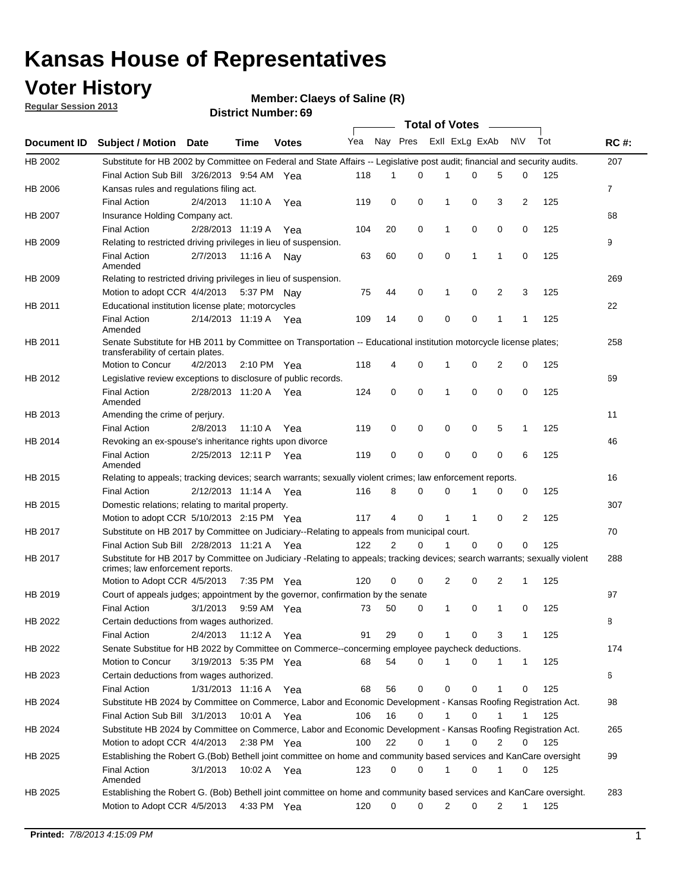# Kansas House of Representatives

## Voter History

**Regular Session 2013**

**Member: Claeys of Saline (R)**

**District Number: 69**

| Document ID | Subject / Motion | Date | Time | Votes | Yea | Nay | Pres | ExII | ExLg | ExAb | N\V | Tot | RC #: |
|---|---|---|---|---|---|---|---|---|---|---|---|---|---|
| HB 2002 | Substitute for HB 2002 by Committee on Federal and State Affairs -- Legislative post audit; financial and security audits. | | | | | | | | | | | | 207 |
| | Final Action Sub Bill | 3/26/2013 | 9:54 AM | Yea | 118 | 1 | 0 | 1 | 0 | 5 | 0 | 125 | |
| HB 2006 | Kansas rules and regulations filing act. | | | | | | | | | | | | 7 |
| | Final Action | 2/4/2013 | 11:10 A | Yea | 119 | 0 | 0 | 1 | 0 | 3 | 2 | 125 | |
| HB 2007 | Insurance Holding Company act. | | | | | | | | | | | | 68 |
| | Final Action | 2/28/2013 | 11:19 A | Yea | 104 | 20 | 0 | 1 | 0 | 0 | 0 | 125 | |
| HB 2009 | Relating to restricted driving privileges in lieu of suspension. | | | | | | | | | | | | 9 |
| | Final Action Amended | 2/7/2013 | 11:16 A | Nay | 63 | 60 | 0 | 0 | 1 | 1 | 0 | 125 | |
| HB 2009 | Relating to restricted driving privileges in lieu of suspension. | | | | | | | | | | | | 269 |
| | Motion to adopt CCR | 4/4/2013 | 5:37 PM | Nay | 75 | 44 | 0 | 1 | 0 | 2 | 3 | 125 | |
| HB 2011 | Educational institution license plate; motorcycles | | | | | | | | | | | | 22 |
| | Final Action Amended | 2/14/2013 | 11:19 A | Yea | 109 | 14 | 0 | 0 | 0 | 1 | 1 | 125 | |
| HB 2011 | Senate Substitute for HB 2011 by Committee on Transportation -- Educational institution motorcycle license plates; transferability of certain plates. | | | | | | | | | | | | 258 |
| | Motion to Concur | 4/2/2013 | 2:10 PM | Yea | 118 | 4 | 0 | 1 | 0 | 2 | 0 | 125 | |
| HB 2012 | Legislative review exceptions to disclosure of public records. | | | | | | | | | | | | 69 |
| | Final Action Amended | 2/28/2013 | 11:20 A | Yea | 124 | 0 | 0 | 1 | 0 | 0 | 0 | 125 | |
| HB 2013 | Amending the crime of perjury. | | | | | | | | | | | | 11 |
| | Final Action | 2/8/2013 | 11:10 A | Yea | 119 | 0 | 0 | 0 | 0 | 5 | 1 | 125 | |
| HB 2014 | Revoking an ex-spouse's inheritance rights upon divorce | | | | | | | | | | | | 46 |
| | Final Action Amended | 2/25/2013 | 12:11 P | Yea | 119 | 0 | 0 | 0 | 0 | 0 | 6 | 125 | |
| HB 2015 | Relating to appeals; tracking devices; search warrants; sexually violent crimes; law enforcement reports. | | | | | | | | | | | | 16 |
| | Final Action | 2/12/2013 | 11:14 A | Yea | 116 | 8 | 0 | 0 | 1 | 0 | 0 | 125 | |
| HB 2015 | Domestic relations; relating to marital property. | | | | | | | | | | | | 307 |
| | Motion to adopt CCR | 5/10/2013 | 2:15 PM | Yea | 117 | 4 | 0 | 1 | 1 | 0 | 2 | 125 | |
| HB 2017 | Substitute on HB 2017 by Committee on Judiciary--Relating to appeals from municipal court. | | | | | | | | | | | | 70 |
| | Final Action Sub Bill | 2/28/2013 | 11:21 A | Yea | 122 | 2 | 0 | 1 | 0 | 0 | 0 | 125 | |
| HB 2017 | Substitute for HB 2017 by Committee on Judiciary -Relating to appeals; tracking devices; search warrants; sexually violent crimes; law enforcement reports. | | | | | | | | | | | | 288 |
| | Motion to Adopt CCR | 4/5/2013 | 7:35 PM | Yea | 120 | 0 | 0 | 2 | 0 | 2 | 1 | 125 | |
| HB 2019 | Court of appeals judges; appointment by the governor, confirmation by the senate | | | | | | | | | | | | 97 |
| | Final Action | 3/1/2013 | 9:59 AM | Yea | 73 | 50 | 0 | 1 | 0 | 1 | 0 | 125 | |
| HB 2022 | Certain deductions from wages authorized. | | | | | | | | | | | | 8 |
| | Final Action | 2/4/2013 | 11:12 A | Yea | 91 | 29 | 0 | 1 | 0 | 3 | 1 | 125 | |
| HB 2022 | Senate Substitue for HB 2022 by Committee on Commerce--concerning employee paycheck deductions. | | | | | | | | | | | | 174 |
| | Motion to Concur | 3/19/2013 | 5:35 PM | Yea | 68 | 54 | 0 | 1 | 0 | 1 | 1 | 125 | |
| HB 2023 | Certain deductions from wages authorized. | | | | | | | | | | | | 6 |
| | Final Action | 1/31/2013 | 11:16 A | Yea | 68 | 56 | 0 | 0 | 0 | 1 | 0 | 125 | |
| HB 2024 | Substitute HB 2024 by Committee on Commerce, Labor and Economic Development - Kansas Roofing Registration Act. | | | | | | | | | | | | 98 |
| | Final Action Sub Bill | 3/1/2013 | 10:01 A | Yea | 106 | 16 | 0 | 1 | 0 | 1 | 1 | 125 | |
| HB 2024 | Substitute HB 2024 by Committee on Commerce, Labor and Economic Development - Kansas Roofing Registration Act. | | | | | | | | | | | | 265 |
| | Motion to adopt CCR | 4/4/2013 | 2:38 PM | Yea | 100 | 22 | 0 | 1 | 0 | 2 | 0 | 125 | |
| HB 2025 | Establishing the Robert G.(Bob) Bethell joint committee on home and community based services and KanCare oversight | | | | | | | | | | | | 99 |
| | Final Action Amended | 3/1/2013 | 10:02 A | Yea | 123 | 0 | 0 | 1 | 0 | 1 | 0 | 125 | |
| HB 2025 | Establishing the Robert G. (Bob) Bethell joint committee on home and community based services and KanCare oversight. | | | | | | | | | | | | 283 |
| | Motion to Adopt CCR | 4/5/2013 | 4:33 PM | Yea | 120 | 0 | 0 | 2 | 0 | 2 | 1 | 125 | |

**Printed:** *7/8/2013 4:15:09 PM*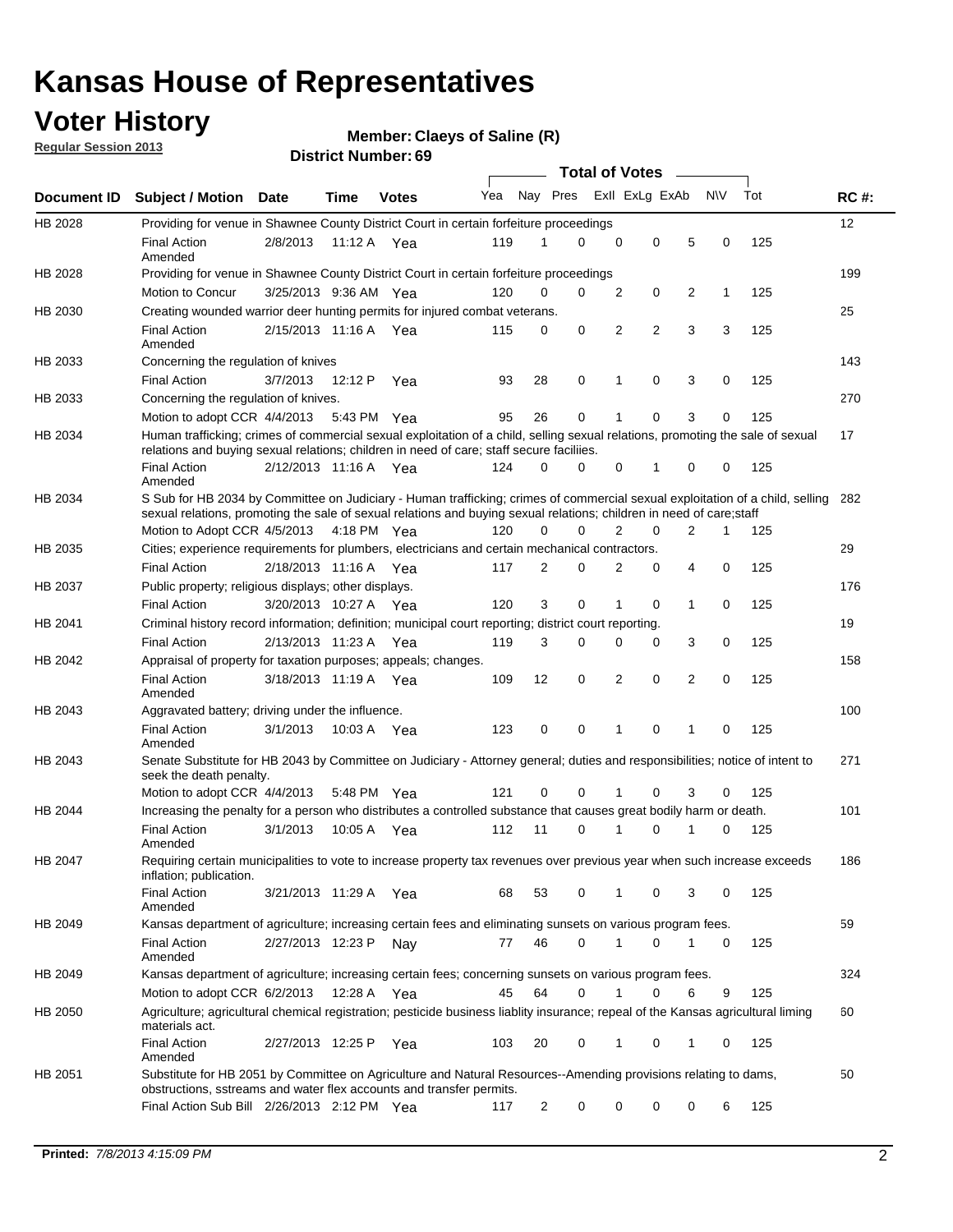# Kansas House of Representatives

## Voter History

**Regular Session 2013**

**Member: Claeys of Saline (R)**

**District Number: 69**

| Document ID | Subject / Motion | Date | Time | Votes | Yea | Nay | Pres | ExII | ExLg | ExAb | N\V | Tot | RC #: |
|---|---|---|---|---|---|---|---|---|---|---|---|---|---|
| HB 2028 | Providing for venue in Shawnee County District Court in certain forfeiture proceedings | | | | | | | | | | | | 12 |
| | Final Action Amended | 2/8/2013 | 11:12 A | Yea | 119 | 1 | 0 | 0 | 0 | 5 | 0 | 125 | |
| HB 2028 | Providing for venue in Shawnee County District Court in certain forfeiture proceedings | | | | | | | | | | | | 199 |
| | Motion to Concur | 3/25/2013 | 9:36 AM | Yea | 120 | 0 | 0 | 2 | 0 | 2 | 1 | 125 | |
| HB 2030 | Creating wounded warrior deer hunting permits for injured combat veterans. | | | | | | | | | | | | 25 |
| | Final Action Amended | 2/15/2013 | 11:16 A | Yea | 115 | 0 | 0 | 2 | 2 | 3 | 3 | 125 | |
| HB 2033 | Concerning the regulation of knives | | | | | | | | | | | | 143 |
| | Final Action | 3/7/2013 | 12:12 P | Yea | 93 | 28 | 0 | 1 | 0 | 3 | 0 | 125 | |
| HB 2033 | Concerning the regulation of knives. | | | | | | | | | | | | 270 |
| | Motion to adopt CCR | 4/4/2013 | 5:43 PM | Yea | 95 | 26 | 0 | 1 | 0 | 3 | 0 | 125 | |
| HB 2034 | Human trafficking; crimes of commercial sexual exploitation of a child, selling sexual relations, promoting the sale of sexual relations and buying sexual relations; children in need of care; staff secure faciliies. | | | | | | | | | | | | 17 |
| | Final Action Amended | 2/12/2013 | 11:16 A | Yea | 124 | 0 | 0 | 0 | 1 | 0 | 0 | 125 | |
| HB 2034 | S Sub for HB 2034 by Committee on Judiciary - Human trafficking; crimes of commercial sexual exploitation of a child, selling sexual relations, promoting the sale of sexual relations and buying sexual relations; children in need of care;staff | | | | | | | | | | | | 282 |
| | Motion to Adopt CCR | 4/5/2013 | 4:18 PM | Yea | 120 | 0 | 0 | 2 | 0 | 2 | 1 | 125 | |
| HB 2035 | Cities; experience requirements for plumbers, electricians and certain mechanical contractors. | | | | | | | | | | | | 29 |
| | Final Action | 2/18/2013 | 11:16 A | Yea | 117 | 2 | 0 | 2 | 0 | 4 | 0 | 125 | |
| HB 2037 | Public property; religious displays; other displays. | | | | | | | | | | | | 176 |
| | Final Action | 3/20/2013 | 10:27 A | Yea | 120 | 3 | 0 | 1 | 0 | 1 | 0 | 125 | |
| HB 2041 | Criminal history record information; definition; municipal court reporting; district court reporting. | | | | | | | | | | | | 19 |
| | Final Action | 2/13/2013 | 11:23 A | Yea | 119 | 3 | 0 | 0 | 0 | 3 | 0 | 125 | |
| HB 2042 | Appraisal of property for taxation purposes; appeals; changes. | | | | | | | | | | | | 158 |
| | Final Action Amended | 3/18/2013 | 11:19 A | Yea | 109 | 12 | 0 | 2 | 0 | 2 | 0 | 125 | |
| HB 2043 | Aggravated battery; driving under the influence. | | | | | | | | | | | | 100 |
| | Final Action Amended | 3/1/2013 | 10:03 A | Yea | 123 | 0 | 0 | 1 | 0 | 1 | 0 | 125 | |
| HB 2043 | Senate Substitute for HB 2043 by Committee on Judiciary - Attorney general; duties and responsibilities; notice of intent to seek the death penalty. | | | | | | | | | | | | 271 |
| | Motion to adopt CCR | 4/4/2013 | 5:48 PM | Yea | 121 | 0 | 0 | 1 | 0 | 3 | 0 | 125 | |
| HB 2044 | Increasing the penalty for a person who distributes a controlled substance that causes great bodily harm or death. | | | | | | | | | | | | 101 |
| | Final Action Amended | 3/1/2013 | 10:05 A | Yea | 112 | 11 | 0 | 1 | 0 | 1 | 0 | 125 | |
| HB 2047 | Requiring certain municipalities to vote to increase property tax revenues over previous year when such increase exceeds inflation; publication. | | | | | | | | | | | | 186 |
| | Final Action Amended | 3/21/2013 | 11:29 A | Yea | 68 | 53 | 0 | 1 | 0 | 3 | 0 | 125 | |
| HB 2049 | Kansas department of agriculture; increasing certain fees and eliminating sunsets on various program fees. | | | | | | | | | | | | 59 |
| | Final Action Amended | 2/27/2013 | 12:23 P | Nay | 77 | 46 | 0 | 1 | 0 | 1 | 0 | 125 | |
| HB 2049 | Kansas department of agriculture; increasing certain fees; concerning sunsets on various program fees. | | | | | | | | | | | | 324 |
| | Motion to adopt CCR | 6/2/2013 | 12:28 A | Yea | 45 | 64 | 0 | 1 | 0 | 6 | 9 | 125 | |
| HB 2050 | Agriculture; agricultural chemical registration; pesticide business liablity insurance; repeal of the Kansas agricultural liming materials act. | | | | | | | | | | | | 60 |
| | Final Action Amended | 2/27/2013 | 12:25 P | Yea | 103 | 20 | 0 | 1 | 0 | 1 | 0 | 125 | |
| HB 2051 | Substitute for HB 2051 by Committee on Agriculture and Natural Resources--Amending provisions relating to dams, obstructions, sstreams and water flex accounts and transfer permits. | | | | | | | | | | | | 50 |
| | Final Action Sub Bill | 2/26/2013 | 2:12 PM | Yea | 117 | 2 | 0 | 0 | 0 | 0 | 6 | 125 | |

**Printed:** *7/8/2013 4:15:09 PM*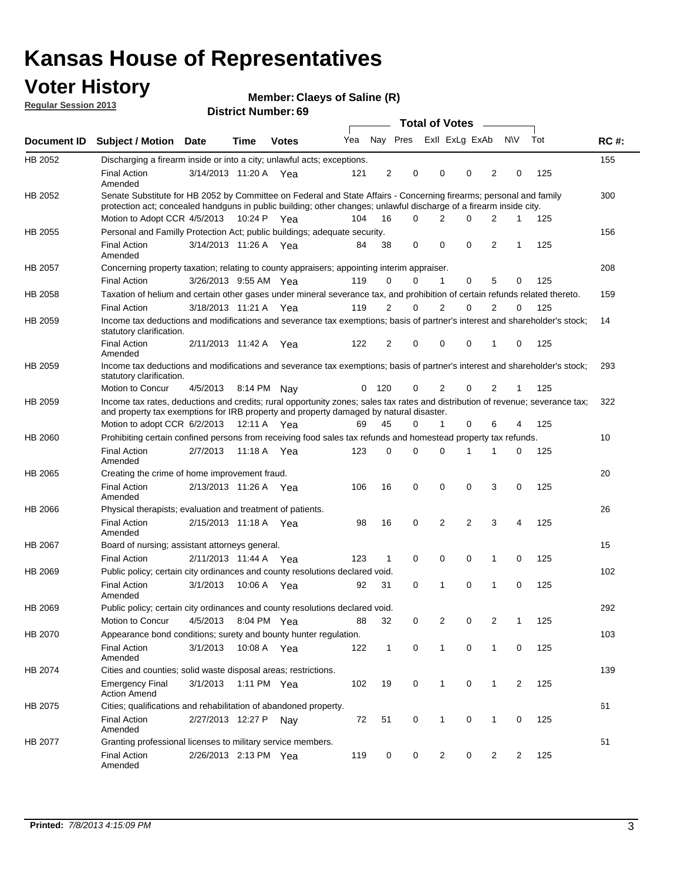# Kansas House of Representatives

## Voter History

**Regular Session 2013**

**Member: Claeys of Saline (R)**

**District Number: 69**

| Document ID | Subject / Motion | Date | Time | Votes | Yea | Nay | Pres | ExII | ExLg | ExAb | N\V | Tot | RC #: |
|---|---|---|---|---|---|---|---|---|---|---|---|---|---|
| HB 2052 | Discharging a firearm inside or into a city; unlawful acts; exceptions. | | | | | | | | | | | | 155 |
| | Final Action Amended | 3/14/2013 | 11:20 A | Yea | 121 | 2 | 0 | 0 | 0 | 2 | 0 | 125 | |
| HB 2052 | Senate Substitute for HB 2052 by Committee on Federal and State Affairs - Concerning firearms; personal and family protection act; concealed handguns in public building; other changes; unlawful discharge of a firearm inside city. | | | | | | | | | | | | 300 |
| | Motion to Adopt CCR | 4/5/2013 | 10:24 P | Yea | 104 | 16 | 0 | 2 | 0 | 2 | 1 | 125 | |
| HB 2055 | Personal and Familly Protection Act; public buildings; adequate security. | | | | | | | | | | | | 156 |
| | Final Action Amended | 3/14/2013 | 11:26 A | Yea | 84 | 38 | 0 | 0 | 0 | 2 | 1 | 125 | |
| HB 2057 | Concerning property taxation; relating to county appraisers; appointing interim appraiser. | | | | | | | | | | | | 208 |
| | Final Action | 3/26/2013 | 9:55 AM | Yea | 119 | 0 | 0 | 1 | 0 | 5 | 0 | 125 | |
| HB 2058 | Taxation of helium and certain other gases under mineral severance tax, and prohibition of certain refunds related thereto. | | | | | | | | | | | | 159 |
| | Final Action | 3/18/2013 | 11:21 A | Yea | 119 | 2 | 0 | 2 | 0 | 2 | 0 | 125 | |
| HB 2059 | Income tax deductions and modifications and severance tax exemptions; basis of partner's interest and shareholder's stock; statutory clarification. | | | | | | | | | | | | 14 |
| | Final Action Amended | 2/11/2013 | 11:42 A | Yea | 122 | 2 | 0 | 0 | 0 | 1 | 0 | 125 | |
| HB 2059 | Income tax deductions and modifications and severance tax exemptions; basis of partner's interest and shareholder's stock; statutory clarification. | | | | | | | | | | | | 293 |
| | Motion to Concur | 4/5/2013 | 8:14 PM | Nay | 0 | 120 | 0 | 2 | 0 | 2 | 1 | 125 | |
| HB 2059 | Income tax rates, deductions and credits; rural opportunity zones; sales tax rates and distribution of revenue; severance tax; and property tax exemptions for IRB property and property damaged by natural disaster. | | | | | | | | | | | | 322 |
| | Motion to adopt CCR | 6/2/2013 | 12:11 A | Yea | 69 | 45 | 0 | 1 | 0 | 6 | 4 | 125 | |
| HB 2060 | Prohibiting certain confined persons from receiving food sales tax refunds and homestead property tax refunds. | | | | | | | | | | | | 10 |
| | Final Action Amended | 2/7/2013 | 11:18 A | Yea | 123 | 0 | 0 | 0 | 1 | 1 | 0 | 125 | |
| HB 2065 | Creating the crime of home improvement fraud. | | | | | | | | | | | | 20 |
| | Final Action Amended | 2/13/2013 | 11:26 A | Yea | 106 | 16 | 0 | 0 | 0 | 3 | 0 | 125 | |
| HB 2066 | Physical therapists; evaluation and treatment of patients. | | | | | | | | | | | | 26 |
| | Final Action Amended | 2/15/2013 | 11:18 A | Yea | 98 | 16 | 0 | 2 | 2 | 3 | 4 | 125 | |
| HB 2067 | Board of nursing; assistant attorneys general. | | | | | | | | | | | | 15 |
| | Final Action | 2/11/2013 | 11:44 A | Yea | 123 | 1 | 0 | 0 | 0 | 1 | 0 | 125 | |
| HB 2069 | Public policy; certain city ordinances and county resolutions declared void. | | | | | | | | | | | | 102 |
| | Final Action Amended | 3/1/2013 | 10:06 A | Yea | 92 | 31 | 0 | 1 | 0 | 1 | 0 | 125 | |
| HB 2069 | Public policy; certain city ordinances and county resolutions declared void. | | | | | | | | | | | | 292 |
| | Motion to Concur | 4/5/2013 | 8:04 PM | Yea | 88 | 32 | 0 | 2 | 0 | 2 | 1 | 125 | |
| HB 2070 | Appearance bond conditions; surety and bounty hunter regulation. | | | | | | | | | | | | 103 |
| | Final Action Amended | 3/1/2013 | 10:08 A | Yea | 122 | 1 | 0 | 1 | 0 | 1 | 0 | 125 | |
| HB 2074 | Cities and counties; solid waste disposal areas; restrictions. | | | | | | | | | | | | 139 |
| | Emergency Final Action Amend | 3/1/2013 | 1:11 PM | Yea | 102 | 19 | 0 | 1 | 0 | 1 | 2 | 125 | |
| HB 2075 | Cities; qualifications and rehabilitation of abandoned property. | | | | | | | | | | | | 61 |
| | Final Action Amended | 2/27/2013 | 12:27 P | Nay | 72 | 51 | 0 | 1 | 0 | 1 | 0 | 125 | |
| HB 2077 | Granting professional licenses to military service members. | | | | | | | | | | | | 51 |
| | Final Action Amended | 2/26/2013 | 2:13 PM | Yea | 119 | 0 | 0 | 2 | 0 | 2 | 2 | 125 | |

**Printed:** *7/8/2013 4:15:09 PM*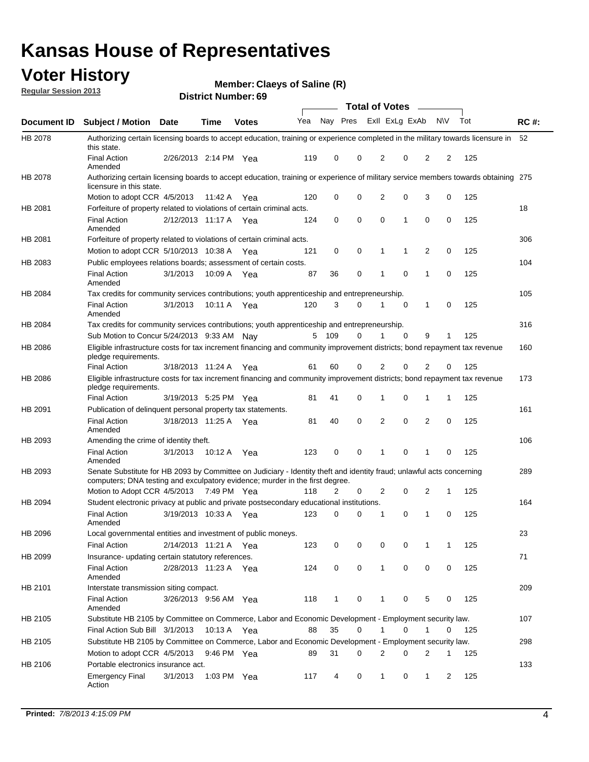# Kansas House of Representatives

## Voter History

**Regular Session 2013**

**Member: Claeys of Saline (R)**

**District Number: 69**

| Document ID | Subject / Motion | Date | Time | Votes | Yea | Nay | Pres | ExlI | ExLg | ExAb | N\V | Tot | RC #: |
|---|---|---|---|---|---|---|---|---|---|---|---|---|---|
| HB 2078 | Authorizing certain licensing boards to accept education, training or experience completed in the military towards licensure in this state. | | | | | | | | | | | | 52 |
| | Final Action Amended | 2/26/2013 | 2:14 PM | Yea | 119 | 0 | 0 | 2 | 0 | 2 | 2 | 125 | |
| HB 2078 | Authorizing certain licensing boards to accept education, training or experience of military service members towards obtaining licensure in this state. | | | | | | | | | | | | 275 |
| | Motion to adopt CCR | 4/5/2013 | 11:42 A | Yea | 120 | 0 | 0 | 2 | 0 | 3 | 0 | 125 | |
| HB 2081 | Forfeiture of property related to violations of certain criminal acts. | | | | | | | | | | | | 18 |
| | Final Action Amended | 2/12/2013 | 11:17 A | Yea | 124 | 0 | 0 | 0 | 1 | 0 | 0 | 125 | |
| HB 2081 | Forfeiture of property related to violations of certain criminal acts. | | | | | | | | | | | | 306 |
| | Motion to adopt CCR | 5/10/2013 | 10:38 A | Yea | 121 | 0 | 0 | 1 | 1 | 2 | 0 | 125 | |
| HB 2083 | Public employees relations boards; assessment of certain costs. | | | | | | | | | | | | 104 |
| | Final Action Amended | 3/1/2013 | 10:09 A | Yea | 87 | 36 | 0 | 1 | 0 | 1 | 0 | 125 | |
| HB 2084 | Tax credits for community services contributions; youth apprenticeship and entrepreneurship. | | | | | | | | | | | | 105 |
| | Final Action Amended | 3/1/2013 | 10:11 A | Yea | 120 | 3 | 0 | 1 | 0 | 1 | 0 | 125 | |
| HB 2084 | Tax credits for community services contributions; youth apprenticeship and entrepreneurship. | | | | | | | | | | | | 316 |
| | Sub Motion to Concur | 5/24/2013 | 9:33 AM | Nay | 5 | 109 | 0 | 1 | 0 | 9 | 1 | 125 | |
| HB 2086 | Eligible infrastructure costs for tax increment financing and community improvement districts; bond repayment tax revenue pledge requirements. | | | | | | | | | | | | 160 |
| | Final Action | 3/18/2013 | 11:24 A | Yea | 61 | 60 | 0 | 2 | 0 | 2 | 0 | 125 | |
| HB 2086 | Eligible infrastructure costs for tax increment financing and community improvement districts; bond repayment tax revenue pledge requirements. | | | | | | | | | | | | 173 |
| | Final Action | 3/19/2013 | 5:25 PM | Yea | 81 | 41 | 0 | 1 | 0 | 1 | 1 | 125 | |
| HB 2091 | Publication of delinquent personal property tax statements. | | | | | | | | | | | | 161 |
| | Final Action Amended | 3/18/2013 | 11:25 A | Yea | 81 | 40 | 0 | 2 | 0 | 2 | 0 | 125 | |
| HB 2093 | Amending the crime of identity theft. | | | | | | | | | | | | 106 |
| | Final Action Amended | 3/1/2013 | 10:12 A | Yea | 123 | 0 | 0 | 1 | 0 | 1 | 0 | 125 | |
| HB 2093 | Senate Substitute for HB 2093 by Committee on Judiciary - Identity theft and identity fraud; unlawful acts concerning computers; DNA testing and exculpatory evidence; murder in the first degree. | | | | | | | | | | | | 289 |
| | Motion to Adopt CCR | 4/5/2013 | 7:49 PM | Yea | 118 | 2 | 0 | 2 | 0 | 2 | 1 | 125 | |
| HB 2094 | Student electronic privacy at public and private postsecondary educational institutions. | | | | | | | | | | | | 164 |
| | Final Action Amended | 3/19/2013 | 10:33 A | Yea | 123 | 0 | 0 | 1 | 0 | 1 | 0 | 125 | |
| HB 2096 | Local governmental entities and investment of public moneys. | | | | | | | | | | | | 23 |
| | Final Action | 2/14/2013 | 11:21 A | Yea | 123 | 0 | 0 | 0 | 0 | 1 | 1 | 125 | |
| HB 2099 | Insurance- updating certain statutory references. | | | | | | | | | | | | 71 |
| | Final Action Amended | 2/28/2013 | 11:23 A | Yea | 124 | 0 | 0 | 1 | 0 | 0 | 0 | 125 | |
| HB 2101 | Interstate transmission siting compact. | | | | | | | | | | | | 209 |
| | Final Action Amended | 3/26/2013 | 9:56 AM | Yea | 118 | 1 | 0 | 1 | 0 | 5 | 0 | 125 | |
| HB 2105 | Substitute HB 2105 by Committee on Commerce, Labor and Economic Development - Employment security law. | | | | | | | | | | | | 107 |
| | Final Action Sub Bill | 3/1/2013 | 10:13 A | Yea | 88 | 35 | 0 | 1 | 0 | 1 | 0 | 125 | |
| HB 2105 | Substitute HB 2105 by Committee on Commerce, Labor and Economic Development - Employment security law. | | | | | | | | | | | | 298 |
| | Motion to adopt CCR | 4/5/2013 | 9:46 PM | Yea | 89 | 31 | 0 | 2 | 0 | 2 | 1 | 125 | |
| HB 2106 | Portable electronics insurance act. | | | | | | | | | | | | 133 |
| | Emergency Final Action | 3/1/2013 | 1:03 PM | Yea | 117 | 4 | 0 | 1 | 0 | 1 | 2 | 125 | |

**Printed:** *7/8/2013 4:15:09 PM*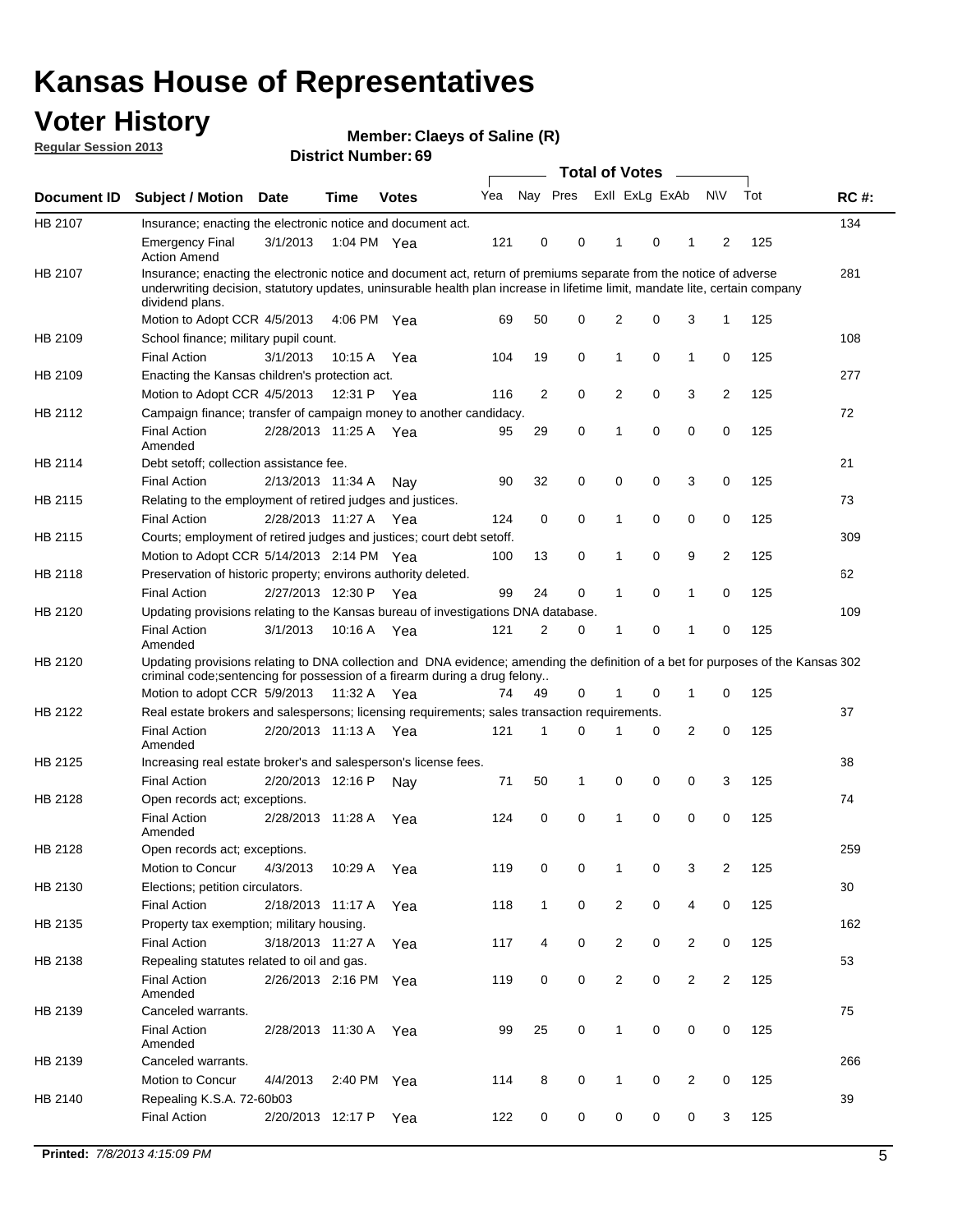# Kansas House of Representatives

## Voter History

**Regular Session 2013**

**Member: Claeys of Saline (R)**

**District Number: 69**

| Document ID | Subject / Motion | Date | Time | Votes | Yea | Nay | Pres | ExII | ExLg | ExAb | N\V | Tot | RC #: |
|---|---|---|---|---|---|---|---|---|---|---|---|---|---|
| HB 2107 | Insurance; enacting the electronic notice and document act. | | | | | | | | | | | | 134 |
| | Emergency Final Action Amend | 3/1/2013 | 1:04 PM | Yea | 121 | 0 | 0 | 1 | 0 | 1 | 2 | 125 | |
| HB 2107 | Insurance; enacting the electronic notice and document act, return of premiums separate from the notice of adverse underwriting decision, statutory updates, uninsurable health plan increase in lifetime limit, mandate lite, certain company dividend plans. | | | | | | | | | | | | 281 |
| | Motion to Adopt CCR | 4/5/2013 | 4:06 PM | Yea | 69 | 50 | 0 | 2 | 0 | 3 | 1 | 125 | |
| HB 2109 | School finance; military pupil count. | | | | | | | | | | | | 108 |
| | Final Action | 3/1/2013 | 10:15 A | Yea | 104 | 19 | 0 | 1 | 0 | 1 | 0 | 125 | |
| HB 2109 | Enacting the Kansas children's protection act. | | | | | | | | | | | | 277 |
| | Motion to Adopt CCR | 4/5/2013 | 12:31 P | Yea | 116 | 2 | 0 | 2 | 0 | 3 | 2 | 125 | |
| HB 2112 | Campaign finance; transfer of campaign money to another candidacy. | | | | | | | | | | | | 72 |
| | Final Action Amended | 2/28/2013 | 11:25 A | Yea | 95 | 29 | 0 | 1 | 0 | 0 | 0 | 125 | |
| HB 2114 | Debt setoff; collection assistance fee. | | | | | | | | | | | | 21 |
| | Final Action | 2/13/2013 | 11:34 A | Nay | 90 | 32 | 0 | 0 | 0 | 3 | 0 | 125 | |
| HB 2115 | Relating to the employment of retired judges and justices. | | | | | | | | | | | | 73 |
| | Final Action | 2/28/2013 | 11:27 A | Yea | 124 | 0 | 0 | 1 | 0 | 0 | 0 | 125 | |
| HB 2115 | Courts; employment of retired judges and justices; court debt setoff. | | | | | | | | | | | | 309 |
| | Motion to Adopt CCR | 5/14/2013 | 2:14 PM | Yea | 100 | 13 | 0 | 1 | 0 | 9 | 2 | 125 | |
| HB 2118 | Preservation of historic property; environs authority deleted. | | | | | | | | | | | | 62 |
| | Final Action | 2/27/2013 | 12:30 P | Yea | 99 | 24 | 0 | 1 | 0 | 1 | 0 | 125 | |
| HB 2120 | Updating provisions relating to the Kansas bureau of investigations DNA database. | | | | | | | | | | | | 109 |
| | Final Action Amended | 3/1/2013 | 10:16 A | Yea | 121 | 2 | 0 | 1 | 0 | 1 | 0 | 125 | |
| HB 2120 | Updating provisions relating to DNA collection and DNA evidence; amending the definition of a bet for purposes of the Kansas criminal code;sentencing for possession of a firearm during a drug felony.. | | | | | | | | | | | | 302 |
| | Motion to adopt CCR | 5/9/2013 | 11:32 A | Yea | 74 | 49 | 0 | 1 | 0 | 1 | 0 | 125 | |
| HB 2122 | Real estate brokers and salespersons; licensing requirements; sales transaction requirements. | | | | | | | | | | | | 37 |
| | Final Action Amended | 2/20/2013 | 11:13 A | Yea | 121 | 1 | 0 | 1 | 0 | 2 | 0 | 125 | |
| HB 2125 | Increasing real estate broker's and salesperson's license fees. | | | | | | | | | | | | 38 |
| | Final Action | 2/20/2013 | 12:16 P | Nay | 71 | 50 | 1 | 0 | 0 | 0 | 3 | 125 | |
| HB 2128 | Open records act; exceptions. | | | | | | | | | | | | 74 |
| | Final Action Amended | 2/28/2013 | 11:28 A | Yea | 124 | 0 | 0 | 1 | 0 | 0 | 0 | 125 | |
| HB 2128 | Open records act; exceptions. | | | | | | | | | | | | 259 |
| | Motion to Concur | 4/3/2013 | 10:29 A | Yea | 119 | 0 | 0 | 1 | 0 | 3 | 2 | 125 | |
| HB 2130 | Elections; petition circulators. | | | | | | | | | | | | 30 |
| | Final Action | 2/18/2013 | 11:17 A | Yea | 118 | 1 | 0 | 2 | 0 | 4 | 0 | 125 | |
| HB 2135 | Property tax exemption; military housing. | | | | | | | | | | | | 162 |
| | Final Action | 3/18/2013 | 11:27 A | Yea | 117 | 4 | 0 | 2 | 0 | 2 | 0 | 125 | |
| HB 2138 | Repealing statutes related to oil and gas. | | | | | | | | | | | | 53 |
| | Final Action Amended | 2/26/2013 | 2:16 PM | Yea | 119 | 0 | 0 | 2 | 0 | 2 | 2 | 125 | |
| HB 2139 | Canceled warrants. | | | | | | | | | | | | 75 |
| | Final Action Amended | 2/28/2013 | 11:30 A | Yea | 99 | 25 | 0 | 1 | 0 | 0 | 0 | 125 | |
| HB 2139 | Canceled warrants. | | | | | | | | | | | | 266 |
| | Motion to Concur | 4/4/2013 | 2:40 PM | Yea | 114 | 8 | 0 | 1 | 0 | 2 | 0 | 125 | |
| HB 2140 | Repealing K.S.A. 72-60b03 | | | | | | | | | | | | 39 |
| | Final Action | 2/20/2013 | 12:17 P | Yea | 122 | 0 | 0 | 0 | 0 | 0 | 3 | 125 | |

**Printed:** *7/8/2013 4:15:09 PM*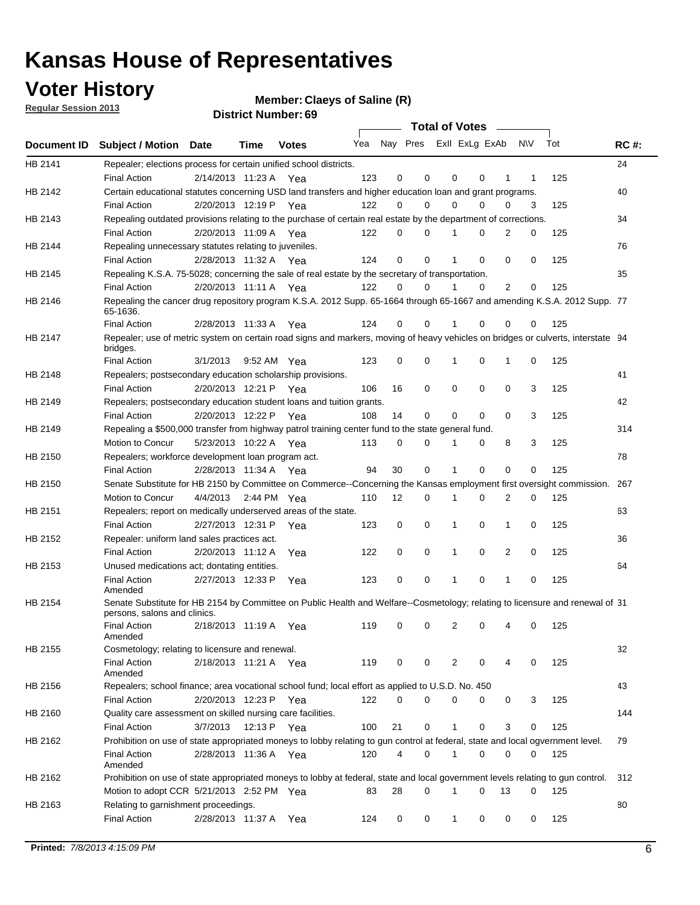# Kansas House of Representatives

## Voter History

**Regular Session 2013**

**Member: Claeys of Saline (R)**

**District Number: 69**

| Document ID | Subject / Motion | Date | Time | Votes | Yea | Nay | Pres | ExII | ExLg | ExAb | N\V | Tot | RC #: |
|---|---|---|---|---|---|---|---|---|---|---|---|---|---|
| HB 2141 | Repealer; elections process for certain unified school districts. | | | | | | | | | | | | 24 |
| | Final Action | 2/14/2013 | 11:23 A | Yea | 123 | 0 | 0 | 0 | 0 | 1 | 1 | 125 | |
| HB 2142 | Certain educational statutes concerning USD land transfers and higher education loan and grant programs. | | | | | | | | | | | | 40 |
| | Final Action | 2/20/2013 | 12:19 P | Yea | 122 | 0 | 0 | 0 | 0 | 0 | 3 | 125 | |
| HB 2143 | Repealing outdated provisions relating to the purchase of certain real estate by the department of corrections. | | | | | | | | | | | | 34 |
| | Final Action | 2/20/2013 | 11:09 A | Yea | 122 | 0 | 0 | 1 | 0 | 2 | 0 | 125 | |
| HB 2144 | Repealing unnecessary statutes relating to juveniles. | | | | | | | | | | | | 76 |
| | Final Action | 2/28/2013 | 11:32 A | Yea | 124 | 0 | 0 | 1 | 0 | 0 | 0 | 125 | |
| HB 2145 | Repealing K.S.A. 75-5028; concerning the sale of real estate by the secretary of transportation. | | | | | | | | | | | | 35 |
| | Final Action | 2/20/2013 | 11:11 A | Yea | 122 | 0 | 0 | 1 | 0 | 2 | 0 | 125 | |
| HB 2146 | Repealing the cancer drug repository program K.S.A. 2012 Supp. 65-1664 through 65-1667 and amending K.S.A. 2012 Supp. 65-1636. | | | | | | | | | | | | 77 |
| | Final Action | 2/28/2013 | 11:33 A | Yea | 124 | 0 | 0 | 1 | 0 | 0 | 0 | 125 | |
| HB 2147 | Repealer; use of metric system on certain road signs and markers, moving of heavy vehicles on bridges or culverts, interstate bridges. | | | | | | | | | | | | 94 |
| | Final Action | 3/1/2013 | 9:52 AM | Yea | 123 | 0 | 0 | 1 | 0 | 1 | 0 | 125 | |
| HB 2148 | Repealers; postsecondary education scholarship provisions. | | | | | | | | | | | | 41 |
| | Final Action | 2/20/2013 | 12:21 P | Yea | 106 | 16 | 0 | 0 | 0 | 0 | 3 | 125 | |
| HB 2149 | Repealers; postsecondary education student loans and tuition grants. | | | | | | | | | | | | 42 |
| | Final Action | 2/20/2013 | 12:22 P | Yea | 108 | 14 | 0 | 0 | 0 | 0 | 3 | 125 | |
| HB 2149 | Repealing a $500,000 transfer from highway patrol training center fund to the state general fund. | | | | | | | | | | | | 314 |
| | Motion to Concur | 5/23/2013 | 10:22 A | Yea | 113 | 0 | 0 | 1 | 0 | 8 | 3 | 125 | |
| HB 2150 | Repealers; workforce development loan program act. | | | | | | | | | | | | 78 |
| | Final Action | 2/28/2013 | 11:34 A | Yea | 94 | 30 | 0 | 1 | 0 | 0 | 0 | 125 | |
| HB 2150 | Senate Substitute for HB 2150 by Committee on Commerce--Concerning the Kansas employment first oversight commission. | | | | | | | | | | | | 267 |
| | Motion to Concur | 4/4/2013 | 2:44 PM | Yea | 110 | 12 | 0 | 1 | 0 | 2 | 0 | 125 | |
| HB 2151 | Repealers; report on medically underserved areas of the state. | | | | | | | | | | | | 63 |
| | Final Action | 2/27/2013 | 12:31 P | Yea | 123 | 0 | 0 | 1 | 0 | 1 | 0 | 125 | |
| HB 2152 | Repealer: uniform land sales practices act. | | | | | | | | | | | | 36 |
| | Final Action | 2/20/2013 | 11:12 A | Yea | 122 | 0 | 0 | 1 | 0 | 2 | 0 | 125 | |
| HB 2153 | Unused medications act; dontating entities. | | | | | | | | | | | | 64 |
| | Final Action Amended | 2/27/2013 | 12:33 P | Yea | 123 | 0 | 0 | 1 | 0 | 1 | 0 | 125 | |
| HB 2154 | Senate Substitute for HB 2154 by Committee on Public Health and Welfare--Cosmetology; relating to licensure and renewal of persons, salons and clinics. | | | | | | | | | | | | 31 |
| | Final Action Amended | 2/18/2013 | 11:19 A | Yea | 119 | 0 | 0 | 2 | 0 | 4 | 0 | 125 | |
| HB 2155 | Cosmetology; relating to licensure and renewal. | | | | | | | | | | | | 32 |
| | Final Action Amended | 2/18/2013 | 11:21 A | Yea | 119 | 0 | 0 | 2 | 0 | 4 | 0 | 125 | |
| HB 2156 | Repealers; school finance; area vocational school fund; local effort as applied to U.S.D. No. 450 | | | | | | | | | | | | 43 |
| | Final Action | 2/20/2013 | 12:23 P | Yea | 122 | 0 | 0 | 0 | 0 | 0 | 3 | 125 | |
| HB 2160 | Quality care assessment on skilled nursing care facilities. | | | | | | | | | | | | 144 |
| | Final Action | 3/7/2013 | 12:13 P | Yea | 100 | 21 | 0 | 1 | 0 | 3 | 0 | 125 | |
| HB 2162 | Prohibition on use of state appropriated moneys to lobby relating to gun control at federal, state and local ogvernment level. | | | | | | | | | | | | 79 |
| | Final Action Amended | 2/28/2013 | 11:36 A | Yea | 120 | 4 | 0 | 1 | 0 | 0 | 0 | 125 | |
| HB 2162 | Prohibition on use of state appropriated moneys to lobby at federal, state and local government levels relating to gun control. | | | | | | | | | | | | 312 |
| | Motion to adopt CCR | 5/21/2013 | 2:52 PM | Yea | 83 | 28 | 0 | 1 | 0 | 13 | 0 | 125 | |
| HB 2163 | Relating to garnishment proceedings. | | | | | | | | | | | | 80 |
| | Final Action | 2/28/2013 | 11:37 A | Yea | 124 | 0 | 0 | 1 | 0 | 0 | 0 | 125 | |

**Printed:** *7/8/2013 4:15:09 PM*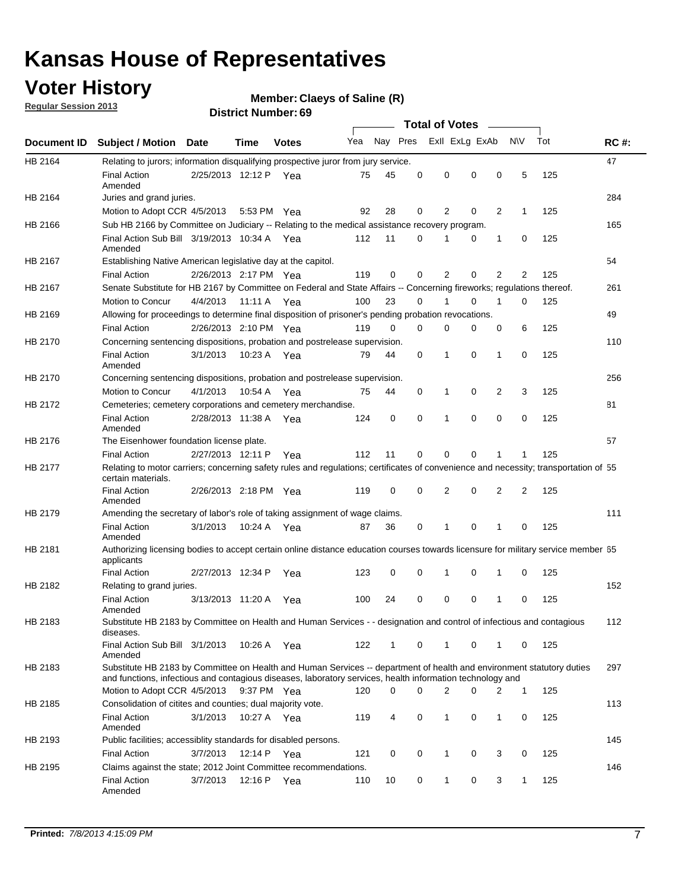# Kansas House of Representatives

## Voter History

**Regular Session 2013**

**Member: Claeys of Saline (R)**

**District Number: 69**

| Document ID | Subject / Motion | Date | Time | Votes | Yea | Nay | Pres | ExlI | ExLg | ExAb | N\V | Tot | RC #: |
|---|---|---|---|---|---|---|---|---|---|---|---|---|---|
| HB 2164 | Relating to jurors; information disqualifying prospective juror from jury service. | | | | | | | | | | | | 47 |
| | Final Action Amended | 2/25/2013 | 12:12 P | Yea | 75 | 45 | 0 | 0 | 0 | 0 | 5 | 125 | |
| HB 2164 | Juries and grand juries. | | | | | | | | | | | | 284 |
| | Motion to Adopt CCR | 4/5/2013 | 5:53 PM | Yea | 92 | 28 | 0 | 2 | 0 | 2 | 1 | 125 | |
| HB 2166 | Sub HB 2166 by Committee on Judiciary -- Relating to the medical assistance recovery program. | | | | | | | | | | | | 165 |
| | Final Action Sub Bill Amended | 3/19/2013 | 10:34 A | Yea | 112 | 11 | 0 | 1 | 0 | 1 | 0 | 125 | |
| HB 2167 | Establishing Native American legislative day at the capitol. | | | | | | | | | | | | 54 |
| | Final Action | 2/26/2013 | 2:17 PM | Yea | 119 | 0 | 0 | 2 | 0 | 2 | 2 | 125 | |
| HB 2167 | Senate Substitute for HB 2167 by Committee on Federal and State Affairs -- Concerning fireworks; regulations thereof. | | | | | | | | | | | | 261 |
| | Motion to Concur | 4/4/2013 | 11:11 A | Yea | 100 | 23 | 0 | 1 | 0 | 1 | 0 | 125 | |
| HB 2169 | Allowing for proceedings to determine final disposition of prisoner's pending probation revocations. | | | | | | | | | | | | 49 |
| | Final Action | 2/26/2013 | 2:10 PM | Yea | 119 | 0 | 0 | 0 | 0 | 0 | 6 | 125 | |
| HB 2170 | Concerning sentencing dispositions, probation and postrelease supervision. | | | | | | | | | | | | 110 |
| | Final Action Amended | 3/1/2013 | 10:23 A | Yea | 79 | 44 | 0 | 1 | 0 | 1 | 0 | 125 | |
| HB 2170 | Concerning sentencing dispositions, probation and postrelease supervision. | | | | | | | | | | | | 256 |
| | Motion to Concur | 4/1/2013 | 10:54 A | Yea | 75 | 44 | 0 | 1 | 0 | 2 | 3 | 125 | |
| HB 2172 | Cemeteries; cemetery corporations and cemetery merchandise. | | | | | | | | | | | | 81 |
| | Final Action Amended | 2/28/2013 | 11:38 A | Yea | 124 | 0 | 0 | 1 | 0 | 0 | 0 | 125 | |
| HB 2176 | The Eisenhower foundation license plate. | | | | | | | | | | | | 57 |
| | Final Action | 2/27/2013 | 12:11 P | Yea | 112 | 11 | 0 | 0 | 0 | 1 | 1 | 125 | |
| HB 2177 | Relating to motor carriers; concerning safety rules and regulations; certificates of convenience and necessity; transportation of certain materials. | | | | | | | | | | | | 55 |
| | Final Action Amended | 2/26/2013 | 2:18 PM | Yea | 119 | 0 | 0 | 2 | 0 | 2 | 2 | 125 | |
| HB 2179 | Amending the secretary of labor's role of taking assignment of wage claims. | | | | | | | | | | | | 111 |
| | Final Action Amended | 3/1/2013 | 10:24 A | Yea | 87 | 36 | 0 | 1 | 0 | 1 | 0 | 125 | |
| HB 2181 | Authorizing licensing bodies to accept certain online distance education courses towards licensure for military service member applicants | | | | | | | | | | | | 65 |
| | Final Action | 2/27/2013 | 12:34 P | Yea | 123 | 0 | 0 | 1 | 0 | 1 | 0 | 125 | |
| HB 2182 | Relating to grand juries. | | | | | | | | | | | | 152 |
| | Final Action Amended | 3/13/2013 | 11:20 A | Yea | 100 | 24 | 0 | 0 | 0 | 1 | 0 | 125 | |
| HB 2183 | Substitute HB 2183 by Committee on Health and Human Services - - designation and control of infectious and contagious diseases. | | | | | | | | | | | | 112 |
| | Final Action Sub Bill Amended | 3/1/2013 | 10:26 A | Yea | 122 | 1 | 0 | 1 | 0 | 1 | 0 | 125 | |
| HB 2183 | Substitute HB 2183 by Committee on Health and Human Services -- department of health and environment statutory duties and functions, infectious and contagious diseases, laboratory services, health information technology and | | | | | | | | | | | | 297 |
| | Motion to Adopt CCR | 4/5/2013 | 9:37 PM | Yea | 120 | 0 | 0 | 2 | 0 | 2 | 1 | 125 | |
| HB 2185 | Consolidation of citites and counties; dual majority vote. | | | | | | | | | | | | 113 |
| | Final Action Amended | 3/1/2013 | 10:27 A | Yea | 119 | 4 | 0 | 1 | 0 | 1 | 0 | 125 | |
| HB 2193 | Public facilities; accessiblity standards for disabled persons. | | | | | | | | | | | | 145 |
| | Final Action | 3/7/2013 | 12:14 P | Yea | 121 | 0 | 0 | 1 | 0 | 3 | 0 | 125 | |
| HB 2195 | Claims against the state; 2012 Joint Committee recommendations. | | | | | | | | | | | | 146 |
| | Final Action Amended | 3/7/2013 | 12:16 P | Yea | 110 | 10 | 0 | 1 | 0 | 3 | 1 | 125 | |

**Printed:** *7/8/2013 4:15:09 PM*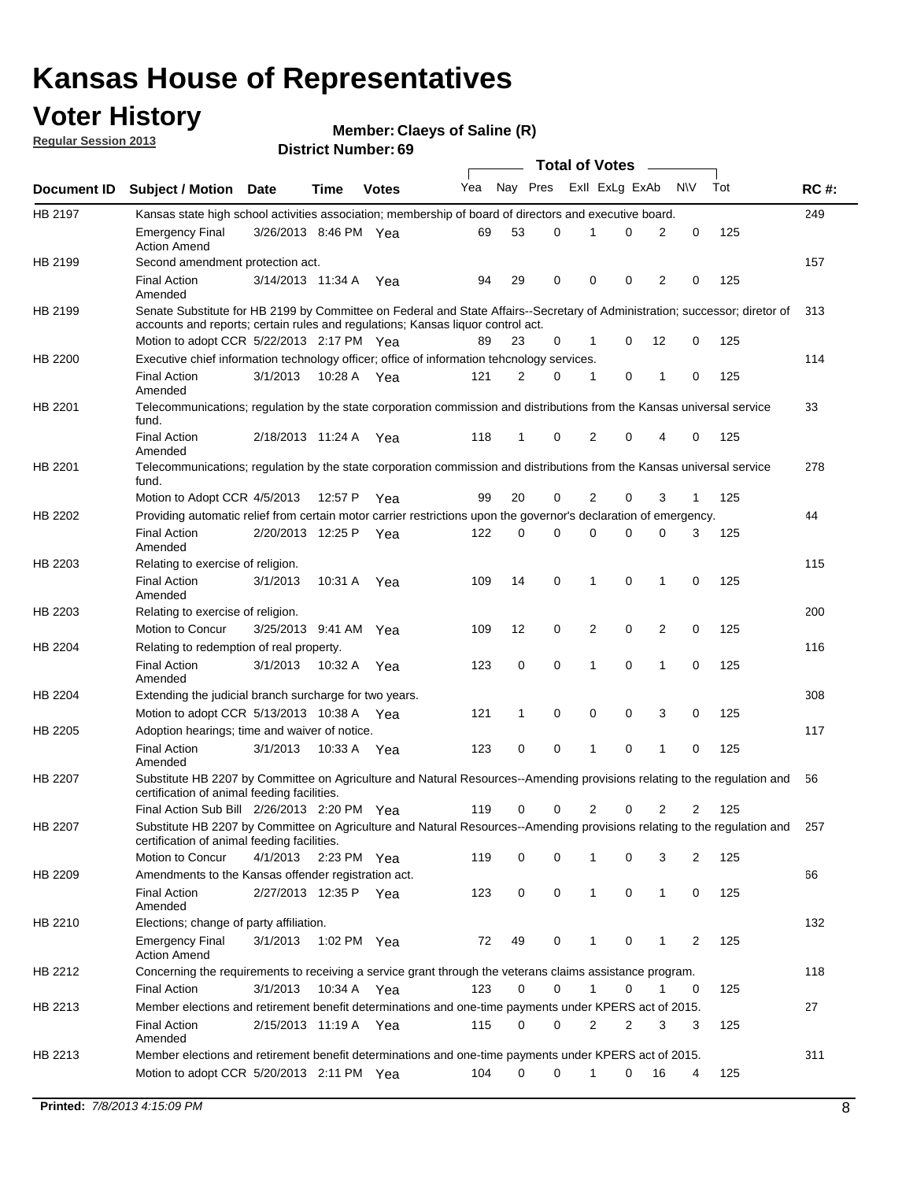# Kansas House of Representatives

## Voter History

**Regular Session 2013**

**Member: Claeys of Saline (R)**

**District Number: 69**

| Document ID | Subject / Motion | Date | Time | Votes | Yea | Nay | Pres | ExII | ExLg | ExAb | N\V | Tot | RC #: |
|---|---|---|---|---|---|---|---|---|---|---|---|---|---|
| HB 2197 | Kansas state high school activities association; membership of board of directors and executive board. | | | | | | | | | | | | 249 |
| | Emergency Final Action Amend | 3/26/2013 | 8:46 PM | Yea | 69 | 53 | 0 | 1 | 0 | 2 | 0 | 125 | |
| HB 2199 | Second amendment protection act. | | | | | | | | | | | | 157 |
| | Final Action Amended | 3/14/2013 | 11:34 A | Yea | 94 | 29 | 0 | 0 | 0 | 2 | 0 | 125 | |
| HB 2199 | Senate Substitute for HB 2199 by Committee on Federal and State Affairs--Secretary of Administration; successor; diretor of accounts and reports; certain rules and regulations; Kansas liquor control act. | | | | | | | | | | | | 313 |
| | Motion to adopt CCR | 5/22/2013 | 2:17 PM | Yea | 89 | 23 | 0 | 1 | 0 | 12 | 0 | 125 | |
| HB 2200 | Executive chief information technology officer; office of information tehcnology services. | | | | | | | | | | | | 114 |
| | Final Action Amended | 3/1/2013 | 10:28 A | Yea | 121 | 2 | 0 | 1 | 0 | 1 | 0 | 125 | |
| HB 2201 | Telecommunications; regulation by the state corporation commission and distributions from the Kansas universal service fund. | | | | | | | | | | | | 33 |
| | Final Action Amended | 2/18/2013 | 11:24 A | Yea | 118 | 1 | 0 | 2 | 0 | 4 | 0 | 125 | |
| HB 2201 | Telecommunications; regulation by the state corporation commission and distributions from the Kansas universal service fund. | | | | | | | | | | | | 278 |
| | Motion to Adopt CCR | 4/5/2013 | 12:57 P | Yea | 99 | 20 | 0 | 2 | 0 | 3 | 1 | 125 | |
| HB 2202 | Providing automatic relief from certain motor carrier restrictions upon the governor's declaration of emergency. | | | | | | | | | | | | 44 |
| | Final Action Amended | 2/20/2013 | 12:25 P | Yea | 122 | 0 | 0 | 0 | 0 | 0 | 3 | 125 | |
| HB 2203 | Relating to exercise of religion. | | | | | | | | | | | | 115 |
| | Final Action Amended | 3/1/2013 | 10:31 A | Yea | 109 | 14 | 0 | 1 | 0 | 1 | 0 | 125 | |
| HB 2203 | Relating to exercise of religion. | | | | | | | | | | | | 200 |
| | Motion to Concur | 3/25/2013 | 9:41 AM | Yea | 109 | 12 | 0 | 2 | 0 | 2 | 0 | 125 | |
| HB 2204 | Relating to redemption of real property. | | | | | | | | | | | | 116 |
| | Final Action Amended | 3/1/2013 | 10:32 A | Yea | 123 | 0 | 0 | 1 | 0 | 1 | 0 | 125 | |
| HB 2204 | Extending the judicial branch surcharge for two years. | | | | | | | | | | | | 308 |
| | Motion to adopt CCR | 5/13/2013 | 10:38 A | Yea | 121 | 1 | 0 | 0 | 0 | 3 | 0 | 125 | |
| HB 2205 | Adoption hearings; time and waiver of notice. | | | | | | | | | | | | 117 |
| | Final Action Amended | 3/1/2013 | 10:33 A | Yea | 123 | 0 | 0 | 1 | 0 | 1 | 0 | 125 | |
| HB 2207 | Substitute HB 2207 by Committee on Agriculture and Natural Resources--Amending provisions relating to the regulation and certification of animal feeding facilities. | | | | | | | | | | | | 56 |
| | Final Action Sub Bill | 2/26/2013 | 2:20 PM | Yea | 119 | 0 | 0 | 2 | 0 | 2 | 2 | 125 | |
| HB 2207 | Substitute HB 2207 by Committee on Agriculture and Natural Resources--Amending provisions relating to the regulation and certification of animal feeding facilities. | | | | | | | | | | | | 257 |
| | Motion to Concur | 4/1/2013 | 2:23 PM | Yea | 119 | 0 | 0 | 1 | 0 | 3 | 2 | 125 | |
| HB 2209 | Amendments to the Kansas offender registration act. | | | | | | | | | | | | 66 |
| | Final Action Amended | 2/27/2013 | 12:35 P | Yea | 123 | 0 | 0 | 1 | 0 | 1 | 0 | 125 | |
| HB 2210 | Elections; change of party affiliation. | | | | | | | | | | | | 132 |
| | Emergency Final Action Amend | 3/1/2013 | 1:02 PM | Yea | 72 | 49 | 0 | 1 | 0 | 1 | 2 | 125 | |
| HB 2212 | Concerning the requirements to receiving a service grant through the veterans claims assistance program. | | | | | | | | | | | | 118 |
| | Final Action | 3/1/2013 | 10:34 A | Yea | 123 | 0 | 0 | 1 | 0 | 1 | 0 | 125 | |
| HB 2213 | Member elections and retirement benefit determinations and one-time payments under KPERS act of 2015. | | | | | | | | | | | | 27 |
| | Final Action Amended | 2/15/2013 | 11:19 A | Yea | 115 | 0 | 0 | 2 | 2 | 3 | 3 | 125 | |
| HB 2213 | Member elections and retirement benefit determinations and one-time payments under KPERS act of 2015. | | | | | | | | | | | | 311 |
| | Motion to adopt CCR | 5/20/2013 | 2:11 PM | Yea | 104 | 0 | 0 | 1 | 0 | 16 | 4 | 125 | |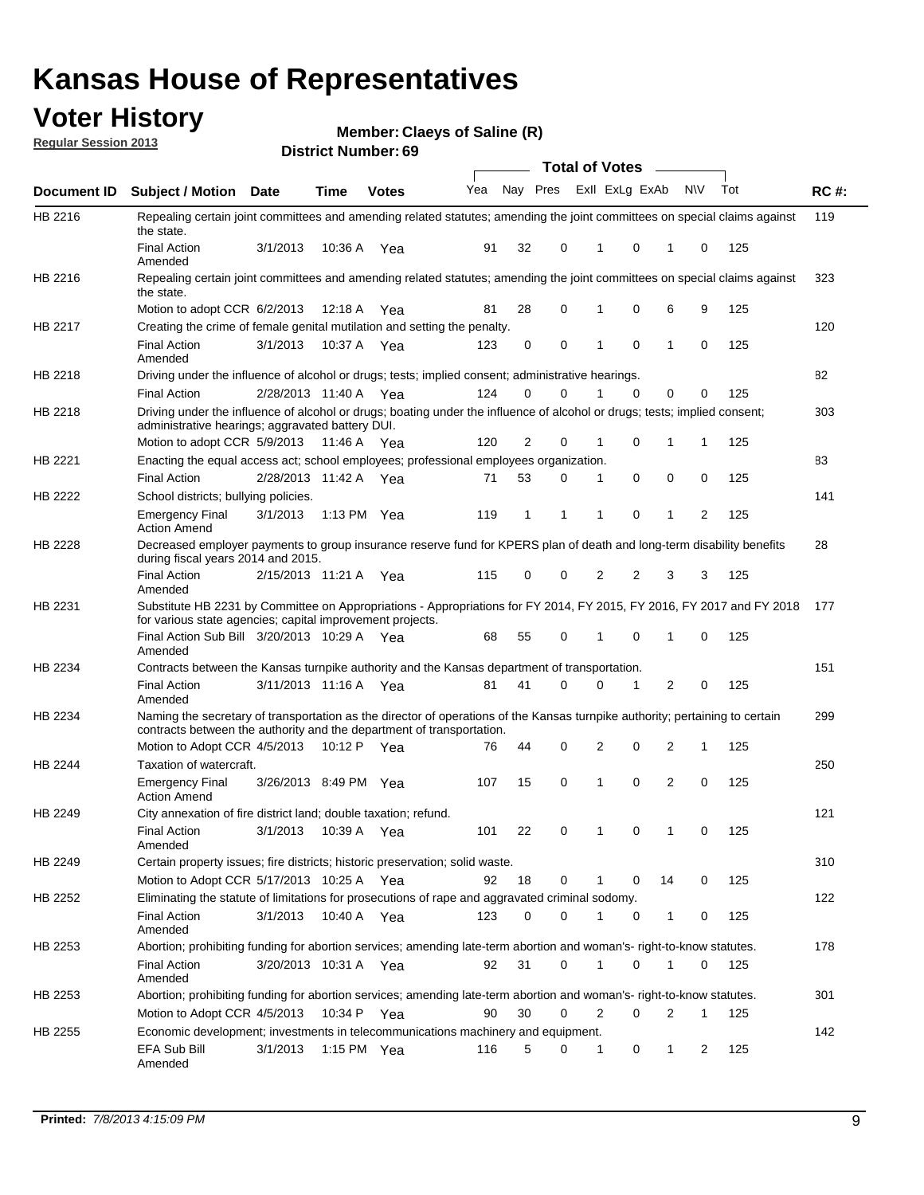# Kansas House of Representatives

## Voter History

**Regular Session 2013**

**Member: Claeys of Saline (R)**

**District Number: 69**

| Document ID | Subject / Motion | Date | Time | Votes | Yea | Nay | Pres | ExII | ExLg | ExAb | N\V | Tot | RC #: |
|---|---|---|---|---|---|---|---|---|---|---|---|---|---|
| HB 2216 | Repealing certain joint committees and amending related statutes; amending the joint committees on special claims against the state. | | | | | | | | | | | | 119 |
| | Final Action Amended | 3/1/2013 | 10:36 A | Yea | 91 | 32 | 0 | 1 | 0 | 1 | 0 | 125 | |
| HB 2216 | Repealing certain joint committees and amending related statutes; amending the joint committees on special claims against the state. | | | | | | | | | | | | 323 |
| | Motion to adopt CCR | 6/2/2013 | 12:18 A | Yea | 81 | 28 | 0 | 1 | 0 | 6 | 9 | 125 | |
| HB 2217 | Creating the crime of female genital mutilation and setting the penalty. | | | | | | | | | | | | 120 |
| | Final Action Amended | 3/1/2013 | 10:37 A | Yea | 123 | 0 | 0 | 1 | 0 | 1 | 0 | 125 | |
| HB 2218 | Driving under the influence of alcohol or drugs; tests; implied consent; administrative hearings. | | | | | | | | | | | | 82 |
| | Final Action | 2/28/2013 | 11:40 A | Yea | 124 | 0 | 0 | 1 | 0 | 0 | 0 | 125 | |
| HB 2218 | Driving under the influence of alcohol or drugs; boating under the influence of alcohol or drugs; tests; implied consent; administrative hearings; aggravated battery DUI. | | | | | | | | | | | | 303 |
| | Motion to adopt CCR | 5/9/2013 | 11:46 A | Yea | 120 | 2 | 0 | 1 | 0 | 1 | 1 | 125 | |
| HB 2221 | Enacting the equal access act; school employees; professional employees organization. | | | | | | | | | | | | 83 |
| | Final Action | 2/28/2013 | 11:42 A | Yea | 71 | 53 | 0 | 1 | 0 | 0 | 0 | 125 | |
| HB 2222 | School districts; bullying policies. | | | | | | | | | | | | 141 |
| | Emergency Final Action Amend | 3/1/2013 | 1:13 PM | Yea | 119 | 1 | 1 | 1 | 0 | 1 | 2 | 125 | |
| HB 2228 | Decreased employer payments to group insurance reserve fund for KPERS plan of death and long-term disability benefits during fiscal years 2014 and 2015. | | | | | | | | | | | | 28 |
| | Final Action Amended | 2/15/2013 | 11:21 A | Yea | 115 | 0 | 0 | 2 | 2 | 3 | 3 | 125 | |
| HB 2231 | Substitute HB 2231 by Committee on Appropriations - Appropriations for FY 2014, FY 2015, FY 2016, FY 2017 and FY 2018 for various state agencies; capital improvement projects. | | | | | | | | | | | | 177 |
| | Final Action Sub Bill Amended | 3/20/2013 | 10:29 A | Yea | 68 | 55 | 0 | 1 | 0 | 1 | 0 | 125 | |
| HB 2234 | Contracts between the Kansas turnpike authority and the Kansas department of transportation. | | | | | | | | | | | | 151 |
| | Final Action Amended | 3/11/2013 | 11:16 A | Yea | 81 | 41 | 0 | 0 | 1 | 2 | 0 | 125 | |
| HB 2234 | Naming the secretary of transportation as the director of operations of the Kansas turnpike authority; pertaining to certain contracts between the authority and the department of transportation. | | | | | | | | | | | | 299 |
| | Motion to Adopt CCR | 4/5/2013 | 10:12 P | Yea | 76 | 44 | 0 | 2 | 0 | 2 | 1 | 125 | |
| HB 2244 | Taxation of watercraft. | | | | | | | | | | | | 250 |
| | Emergency Final Action Amend | 3/26/2013 | 8:49 PM | Yea | 107 | 15 | 0 | 1 | 0 | 2 | 0 | 125 | |
| HB 2249 | City annexation of fire district land; double taxation; refund. | | | | | | | | | | | | 121 |
| | Final Action Amended | 3/1/2013 | 10:39 A | Yea | 101 | 22 | 0 | 1 | 0 | 1 | 0 | 125 | |
| HB 2249 | Certain property issues; fire districts; historic preservation; solid waste. | | | | | | | | | | | | 310 |
| | Motion to Adopt CCR | 5/17/2013 | 10:25 A | Yea | 92 | 18 | 0 | 1 | 0 | 14 | 0 | 125 | |
| HB 2252 | Eliminating the statute of limitations for prosecutions of rape and aggravated criminal sodomy. | | | | | | | | | | | | 122 |
| | Final Action Amended | 3/1/2013 | 10:40 A | Yea | 123 | 0 | 0 | 1 | 0 | 1 | 0 | 125 | |
| HB 2253 | Abortion; prohibiting funding for abortion services; amending late-term abortion and woman's- right-to-know statutes. | | | | | | | | | | | | 178 |
| | Final Action Amended | 3/20/2013 | 10:31 A | Yea | 92 | 31 | 0 | 1 | 0 | 1 | 0 | 125 | |
| HB 2253 | Abortion; prohibiting funding for abortion services; amending late-term abortion and woman's- right-to-know statutes. | | | | | | | | | | | | 301 |
| | Motion to Adopt CCR | 4/5/2013 | 10:34 P | Yea | 90 | 30 | 0 | 2 | 0 | 2 | 1 | 125 | |
| HB 2255 | Economic development; investments in telecommunications machinery and equipment. | | | | | | | | | | | | 142 |
| | EFA Sub Bill Amended | 3/1/2013 | 1:15 PM | Yea | 116 | 5 | 0 | 1 | 0 | 1 | 2 | 125 | |

**Printed:** *7/8/2013 4:15:09 PM*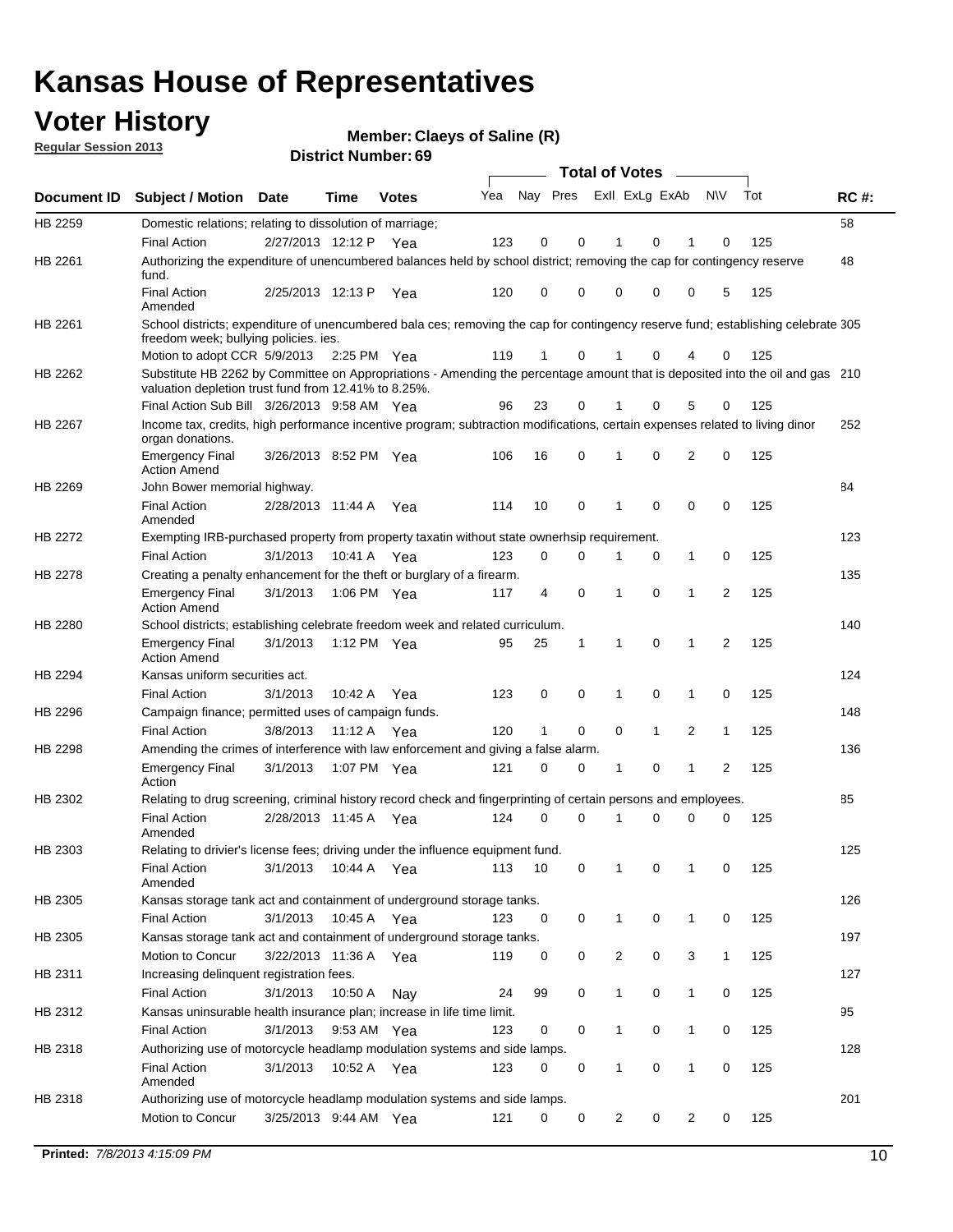# Kansas House of Representatives

## Voter History

**Regular Session 2013**

**Member: Claeys of Saline (R)**

**District Number: 69**

| Document ID | Subject / Motion | Date | Time | Votes | Yea | Nay | Pres | ExII | ExLg | ExAb | N\V | Tot | RC #: |
|---|---|---|---|---|---|---|---|---|---|---|---|---|---|
| HB 2259 | Domestic relations; relating to dissolution of marriage; | | | | | | | | | | | | 58 |
| | Final Action | 2/27/2013 | 12:12 P | Yea | 123 | 0 | 0 | 1 | 0 | 1 | 0 | 125 | |
| HB 2261 | Authorizing the expenditure of unencumbered balances held by school district; removing the cap for contingency reserve fund. | | | | | | | | | | | | 48 |
| | Final Action Amended | 2/25/2013 | 12:13 P | Yea | 120 | 0 | 0 | 0 | 0 | 0 | 5 | 125 | |
| HB 2261 | School districts; expenditure of unencumbered bala ces; removing the cap for contingency reserve fund; establishing celebrate freedom week; bullying policies. ies. | | | | | | | | | | | | 305 |
| | Motion to adopt CCR | 5/9/2013 | 2:25 PM | Yea | 119 | 1 | 0 | 1 | 0 | 4 | 0 | 125 | |
| HB 2262 | Substitute HB 2262 by Committee on Appropriations - Amending the percentage amount that is deposited into the oil and gas valuation depletion trust fund from 12.41% to 8.25%. | | | | | | | | | | | | 210 |
| | Final Action Sub Bill | 3/26/2013 | 9:58 AM | Yea | 96 | 23 | 0 | 1 | 0 | 5 | 0 | 125 | |
| HB 2267 | Income tax, credits, high performance incentive program; subtraction modifications, certain expenses related to living dinor organ donations. | | | | | | | | | | | | 252 |
| | Emergency Final Action Amend | 3/26/2013 | 8:52 PM | Yea | 106 | 16 | 0 | 1 | 0 | 2 | 0 | 125 | |
| HB 2269 | John Bower memorial highway. | | | | | | | | | | | | 84 |
| | Final Action Amended | 2/28/2013 | 11:44 A | Yea | 114 | 10 | 0 | 1 | 0 | 0 | 0 | 125 | |
| HB 2272 | Exempting IRB-purchased property from property taxatin without state ownerhsip requirement. | | | | | | | | | | | | 123 |
| | Final Action | 3/1/2013 | 10:41 A | Yea | 123 | 0 | 0 | 1 | 0 | 1 | 0 | 125 | |
| HB 2278 | Creating a penalty enhancement for the theft or burglary of a firearm. | | | | | | | | | | | | 135 |
| | Emergency Final Action Amend | 3/1/2013 | 1:06 PM | Yea | 117 | 4 | 0 | 1 | 0 | 1 | 2 | 125 | |
| HB 2280 | School districts; establishing celebrate freedom week and related curriculum. | | | | | | | | | | | | 140 |
| | Emergency Final Action Amend | 3/1/2013 | 1:12 PM | Yea | 95 | 25 | 1 | 1 | 0 | 1 | 2 | 125 | |
| HB 2294 | Kansas uniform securities act. | | | | | | | | | | | | 124 |
| | Final Action | 3/1/2013 | 10:42 A | Yea | 123 | 0 | 0 | 1 | 0 | 1 | 0 | 125 | |
| HB 2296 | Campaign finance; permitted uses of campaign funds. | | | | | | | | | | | | 148 |
| | Final Action | 3/8/2013 | 11:12 A | Yea | 120 | 1 | 0 | 0 | 1 | 2 | 1 | 125 | |
| HB 2298 | Amending the crimes of interference with law enforcement and giving a false alarm. | | | | | | | | | | | | 136 |
| | Emergency Final Action | 3/1/2013 | 1:07 PM | Yea | 121 | 0 | 0 | 1 | 0 | 1 | 2 | 125 | |
| HB 2302 | Relating to drug screening, criminal history record check and fingerprinting of certain persons and employees. | | | | | | | | | | | | 85 |
| | Final Action Amended | 2/28/2013 | 11:45 A | Yea | 124 | 0 | 0 | 1 | 0 | 0 | 0 | 125 | |
| HB 2303 | Relating to drivier's license fees; driving under the influence equipment fund. | | | | | | | | | | | | 125 |
| | Final Action Amended | 3/1/2013 | 10:44 A | Yea | 113 | 10 | 0 | 1 | 0 | 1 | 0 | 125 | |
| HB 2305 | Kansas storage tank act and containment of underground storage tanks. | | | | | | | | | | | | 126 |
| | Final Action | 3/1/2013 | 10:45 A | Yea | 123 | 0 | 0 | 1 | 0 | 1 | 0 | 125 | |
| HB 2305 | Kansas storage tank act and containment of underground storage tanks. | | | | | | | | | | | | 197 |
| | Motion to Concur | 3/22/2013 | 11:36 A | Yea | 119 | 0 | 0 | 2 | 0 | 3 | 1 | 125 | |
| HB 2311 | Increasing delinquent registration fees. | | | | | | | | | | | | 127 |
| | Final Action | 3/1/2013 | 10:50 A | Nay | 24 | 99 | 0 | 1 | 0 | 1 | 0 | 125 | |
| HB 2312 | Kansas uninsurable health insurance plan; increase in life time limit. | | | | | | | | | | | | 95 |
| | Final Action | 3/1/2013 | 9:53 AM | Yea | 123 | 0 | 0 | 1 | 0 | 1 | 0 | 125 | |
| HB 2318 | Authorizing use of motorcycle headlamp modulation systems and side lamps. | | | | | | | | | | | | 128 |
| | Final Action Amended | 3/1/2013 | 10:52 A | Yea | 123 | 0 | 0 | 1 | 0 | 1 | 0 | 125 | |
| HB 2318 | Authorizing use of motorcycle headlamp modulation systems and side lamps. | | | | | | | | | | | | 201 |
| | Motion to Concur | 3/25/2013 | 9:44 AM | Yea | 121 | 0 | 0 | 2 | 0 | 2 | 0 | 125 | |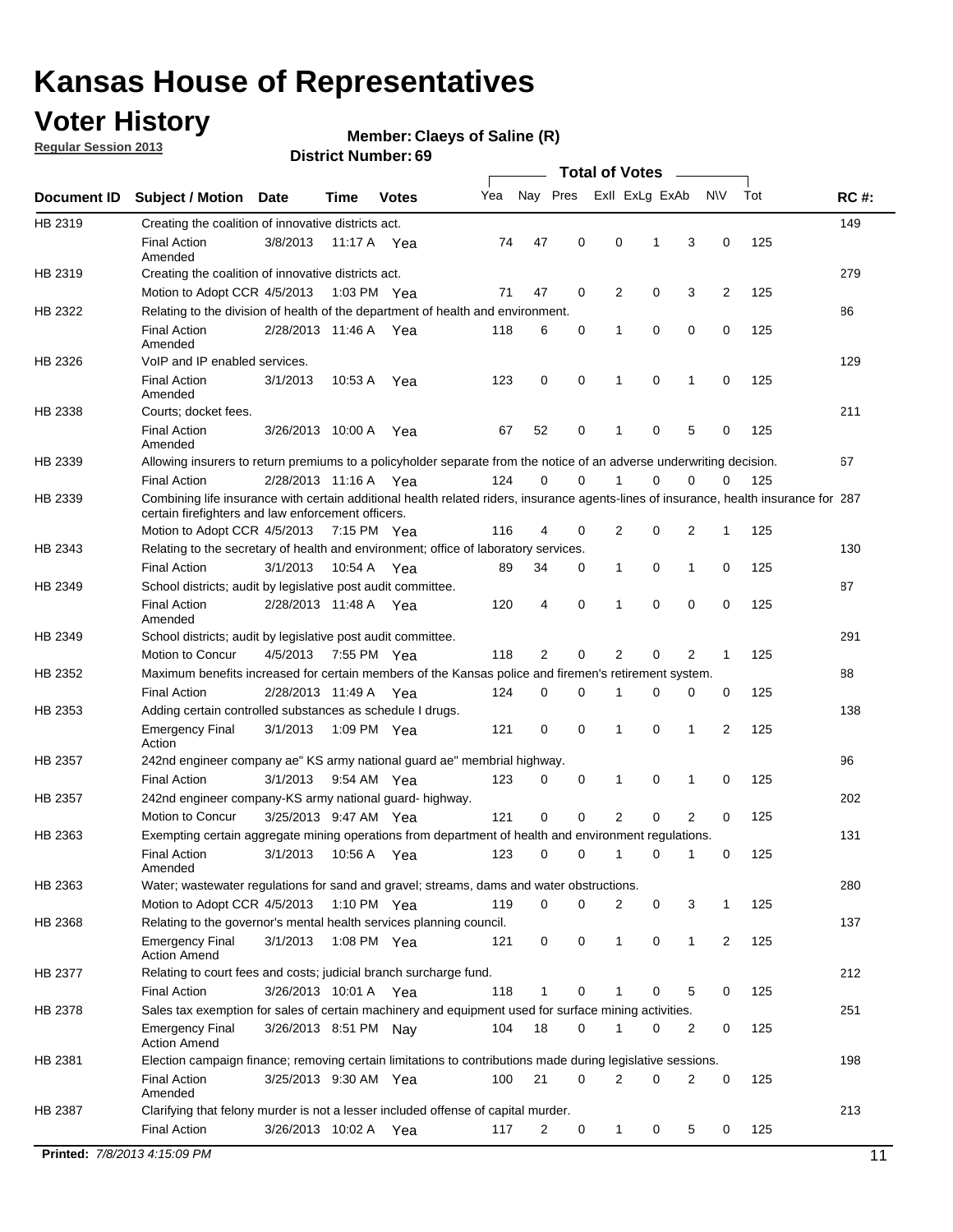# Kansas House of Representatives

## Voter History

**Regular Session 2013**

**Member: Claeys of Saline (R)**

**District Number: 69**

| Document ID | Subject / Motion | Date | Time | Votes | Yea | Nay | Pres | ExII | ExLg | ExAb | N\V | Tot | RC #: |
|---|---|---|---|---|---|---|---|---|---|---|---|---|---|
| HB 2319 | Creating the coalition of innovative districts act. | | | | | | | | | | | | 149 |
| | Final Action Amended | 3/8/2013 | 11:17 A | Yea | 74 | 47 | 0 | 0 | 1 | 3 | 0 | 125 | |
| HB 2319 | Creating the coalition of innovative districts act. | | | | | | | | | | | | 279 |
| | Motion to Adopt CCR | 4/5/2013 | 1:03 PM | Yea | 71 | 47 | 0 | 2 | 0 | 3 | 2 | 125 | |
| HB 2322 | Relating to the division of health of the department of health and environment. | | | | | | | | | | | | 86 |
| | Final Action Amended | 2/28/2013 | 11:46 A | Yea | 118 | 6 | 0 | 1 | 0 | 0 | 0 | 125 | |
| HB 2326 | VoIP and IP enabled services. | | | | | | | | | | | | 129 |
| | Final Action Amended | 3/1/2013 | 10:53 A | Yea | 123 | 0 | 0 | 1 | 0 | 1 | 0 | 125 | |
| HB 2338 | Courts; docket fees. | | | | | | | | | | | | 211 |
| | Final Action Amended | 3/26/2013 | 10:00 A | Yea | 67 | 52 | 0 | 1 | 0 | 5 | 0 | 125 | |
| HB 2339 | Allowing insurers to return premiums to a policyholder separate from the notice of an adverse underwriting decision. | | | | | | | | | | | | 67 |
| | Final Action | 2/28/2013 | 11:16 A | Yea | 124 | 0 | 0 | 1 | 0 | 0 | 0 | 125 | |
| HB 2339 | Combining life insurance with certain additional health related riders, insurance agents-lines of insurance, health insurance for certain firefighters and law enforcement officers. | | | | | | | | | | | | 287 |
| | Motion to Adopt CCR | 4/5/2013 | 7:15 PM | Yea | 116 | 4 | 0 | 2 | 0 | 2 | 1 | 125 | |
| HB 2343 | Relating to the secretary of health and environment; office of laboratory services. | | | | | | | | | | | | 130 |
| | Final Action | 3/1/2013 | 10:54 A | Yea | 89 | 34 | 0 | 1 | 0 | 1 | 0 | 125 | |
| HB 2349 | School districts; audit by legislative post audit committee. | | | | | | | | | | | | 87 |
| | Final Action Amended | 2/28/2013 | 11:48 A | Yea | 120 | 4 | 0 | 1 | 0 | 0 | 0 | 125 | |
| HB 2349 | School districts; audit by legislative post audit committee. | | | | | | | | | | | | 291 |
| | Motion to Concur | 4/5/2013 | 7:55 PM | Yea | 118 | 2 | 0 | 2 | 0 | 2 | 1 | 125 | |
| HB 2352 | Maximum benefits increased for certain members of the Kansas police and firemen's retirement system. | | | | | | | | | | | | 88 |
| | Final Action | 2/28/2013 | 11:49 A | Yea | 124 | 0 | 0 | 1 | 0 | 0 | 0 | 125 | |
| HB 2353 | Adding certain controlled substances as schedule I drugs. | | | | | | | | | | | | 138 |
| | Emergency Final Action | 3/1/2013 | 1:09 PM | Yea | 121 | 0 | 0 | 1 | 0 | 1 | 2 | 125 | |
| HB 2357 | 242nd engineer company ae" KS army national guard ae" membrial highway. | | | | | | | | | | | | 96 |
| | Final Action | 3/1/2013 | 9:54 AM | Yea | 123 | 0 | 0 | 1 | 0 | 1 | 0 | 125 | |
| HB 2357 | 242nd engineer company-KS army national guard- highway. | | | | | | | | | | | | 202 |
| | Motion to Concur | 3/25/2013 | 9:47 AM | Yea | 121 | 0 | 0 | 2 | 0 | 2 | 0 | 125 | |
| HB 2363 | Exempting certain aggregate mining operations from department of health and environment regulations. | | | | | | | | | | | | 131 |
| | Final Action Amended | 3/1/2013 | 10:56 A | Yea | 123 | 0 | 0 | 1 | 0 | 1 | 0 | 125 | |
| HB 2363 | Water; wastewater regulations for sand and gravel; streams, dams and water obstructions. | | | | | | | | | | | | 280 |
| | Motion to Adopt CCR | 4/5/2013 | 1:10 PM | Yea | 119 | 0 | 0 | 2 | 0 | 3 | 1 | 125 | |
| HB 2368 | Relating to the governor's mental health services planning council. | | | | | | | | | | | | 137 |
| | Emergency Final Action Amend | 3/1/2013 | 1:08 PM | Yea | 121 | 0 | 0 | 1 | 0 | 1 | 2 | 125 | |
| HB 2377 | Relating to court fees and costs; judicial branch surcharge fund. | | | | | | | | | | | | 212 |
| | Final Action | 3/26/2013 | 10:01 A | Yea | 118 | 1 | 0 | 1 | 0 | 5 | 0 | 125 | |
| HB 2378 | Sales tax exemption for sales of certain machinery and equipment used for surface mining activities. | | | | | | | | | | | | 251 |
| | Emergency Final Action Amend | 3/26/2013 | 8:51 PM | Nay | 104 | 18 | 0 | 1 | 0 | 2 | 0 | 125 | |
| HB 2381 | Election campaign finance; removing certain limitations to contributions made during legislative sessions. | | | | | | | | | | | | 198 |
| | Final Action Amended | 3/25/2013 | 9:30 AM | Yea | 100 | 21 | 0 | 2 | 0 | 2 | 0 | 125 | |
| HB 2387 | Clarifying that felony murder is not a lesser included offense of capital murder. | | | | | | | | | | | | 213 |
| | Final Action | 3/26/2013 | 10:02 A | Yea | 117 | 2 | 0 | 1 | 0 | 5 | 0 | 125 | |

**Printed:** 7/8/2013 4:15:09 PM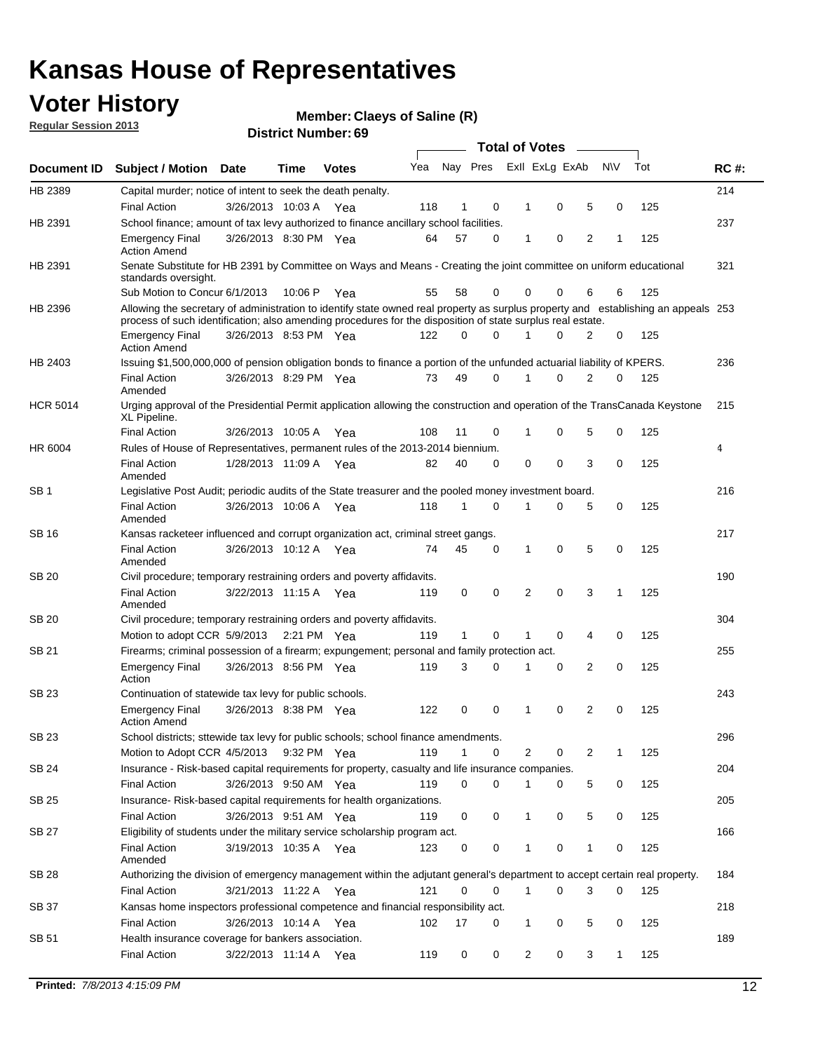# Kansas House of Representatives

## Voter History

**Regular Session 2013**

**Member: Claeys of Saline (R)**

**District Number: 69**

| Document ID | Subject / Motion | Date | Time | Votes | Yea | Nay | Pres | ExlI | ExLg | ExAb | N\V | Tot | RC #: |
|---|---|---|---|---|---|---|---|---|---|---|---|---|---|
| HB 2389 | Capital murder; notice of intent to seek the death penalty. | | | | | | | | | | | | 214 |
| | Final Action | 3/26/2013 | 10:03 A | Yea | 118 | 1 | 0 | 1 | 0 | 5 | 0 | 125 | |
| HB 2391 | School finance; amount of tax levy authorized to finance ancillary school facilities. | | | | | | | | | | | | 237 |
| | Emergency Final Action Amend | 3/26/2013 | 8:30 PM | Yea | 64 | 57 | 0 | 1 | 0 | 2 | 1 | 125 | |
| HB 2391 | Senate Substitute for HB 2391 by Committee on Ways and Means - Creating the joint committee on uniform educational standards oversight. | | | | | | | | | | | | 321 |
| | Sub Motion to Concur | 6/1/2013 | 10:06 P | Yea | 55 | 58 | 0 | 0 | 0 | 6 | 6 | 125 | |
| HB 2396 | Allowing the secretary of administration to identify state owned real property as surplus property and establishing an appeals process of such identification; also amending procedures for the disposition of state surplus real estate. | | | | | | | | | | | | 253 |
| | Emergency Final Action Amend | 3/26/2013 | 8:53 PM | Yea | 122 | 0 | 0 | 1 | 0 | 2 | 0 | 125 | |
| HB 2403 | Issuing $1,500,000,000 of pension obligation bonds to finance a portion of the unfunded actuarial liability of KPERS. | | | | | | | | | | | | 236 |
| | Final Action Amended | 3/26/2013 | 8:29 PM | Yea | 73 | 49 | 0 | 1 | 0 | 2 | 0 | 125 | |
| HCR 5014 | Urging approval of the Presidential Permit application allowing the construction and operation of the TransCanada Keystone XL Pipeline. | | | | | | | | | | | | 215 |
| | Final Action | 3/26/2013 | 10:05 A | Yea | 108 | 11 | 0 | 1 | 0 | 5 | 0 | 125 | |
| HR 6004 | Rules of House of Representatives, permanent rules of the 2013-2014 biennium. | | | | | | | | | | | | 4 |
| | Final Action Amended | 1/28/2013 | 11:09 A | Yea | 82 | 40 | 0 | 0 | 0 | 3 | 0 | 125 | |
| SB 1 | Legislative Post Audit; periodic audits of the State treasurer and the pooled money investment board. | | | | | | | | | | | | 216 |
| | Final Action Amended | 3/26/2013 | 10:06 A | Yea | 118 | 1 | 0 | 1 | 0 | 5 | 0 | 125 | |
| SB 16 | Kansas racketeer influenced and corrupt organization act, criminal street gangs. | | | | | | | | | | | | 217 |
| | Final Action Amended | 3/26/2013 | 10:12 A | Yea | 74 | 45 | 0 | 1 | 0 | 5 | 0 | 125 | |
| SB 20 | Civil procedure; temporary restraining orders and poverty affidavits. | | | | | | | | | | | | 190 |
| | Final Action Amended | 3/22/2013 | 11:15 A | Yea | 119 | 0 | 0 | 2 | 0 | 3 | 1 | 125 | |
| SB 20 | Civil procedure; temporary restraining orders and poverty affidavits. | | | | | | | | | | | | 304 |
| | Motion to adopt CCR | 5/9/2013 | 2:21 PM | Yea | 119 | 1 | 0 | 1 | 0 | 4 | 0 | 125 | |
| SB 21 | Firearms; criminal possession of a firearm; expungement; personal and family protection act. | | | | | | | | | | | | 255 |
| | Emergency Final Action | 3/26/2013 | 8:56 PM | Yea | 119 | 3 | 0 | 1 | 0 | 2 | 0 | 125 | |
| SB 23 | Continuation of statewide tax levy for public schools. | | | | | | | | | | | | 243 |
| | Emergency Final Action Amend | 3/26/2013 | 8:38 PM | Yea | 122 | 0 | 0 | 1 | 0 | 2 | 0 | 125 | |
| SB 23 | School districts; sttewide tax levy for public schools; school finance amendments. | | | | | | | | | | | | 296 |
| | Motion to Adopt CCR | 4/5/2013 | 9:32 PM | Yea | 119 | 1 | 0 | 2 | 0 | 2 | 1 | 125 | |
| SB 24 | Insurance - Risk-based capital requirements for property, casualty and life insurance companies. | | | | | | | | | | | | 204 |
| | Final Action | 3/26/2013 | 9:50 AM | Yea | 119 | 0 | 0 | 1 | 0 | 5 | 0 | 125 | |
| SB 25 | Insurance- Risk-based capital requirements for health organizations. | | | | | | | | | | | | 205 |
| | Final Action | 3/26/2013 | 9:51 AM | Yea | 119 | 0 | 0 | 1 | 0 | 5 | 0 | 125 | |
| SB 27 | Eligibility of students under the military service scholarship program act. | | | | | | | | | | | | 166 |
| | Final Action Amended | 3/19/2013 | 10:35 A | Yea | 123 | 0 | 0 | 1 | 0 | 1 | 0 | 125 | |
| SB 28 | Authorizing the division of emergency management within the adjutant general's department to accept certain real property. | | | | | | | | | | | | 184 |
| | Final Action | 3/21/2013 | 11:22 A | Yea | 121 | 0 | 0 | 1 | 0 | 3 | 0 | 125 | |
| SB 37 | Kansas home inspectors professional competence and financial responsibility act. | | | | | | | | | | | | 218 |
| | Final Action | 3/26/2013 | 10:14 A | Yea | 102 | 17 | 0 | 1 | 0 | 5 | 0 | 125 | |
| SB 51 | Health insurance coverage for bankers association. | | | | | | | | | | | | 189 |
| | Final Action | 3/22/2013 | 11:14 A | Yea | 119 | 0 | 0 | 2 | 0 | 3 | 1 | 125 | |

**Printed:** *7/8/2013 4:15:09 PM*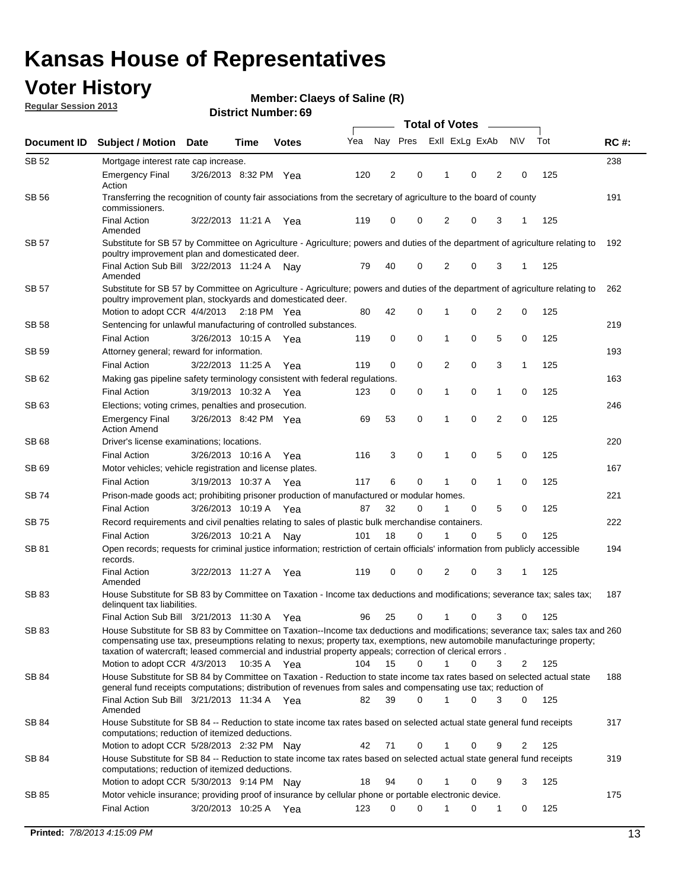# Kansas House of Representatives

## Voter History

**Regular Session 2013**

**Member: Claeys of Saline (R)**

**District Number: 69**

| Document ID | Subject / Motion | Date | Time | Votes | Yea | Nay | Pres | ExII | ExLg | ExAb | N\V | Tot | RC #: |
|---|---|---|---|---|---|---|---|---|---|---|---|---|---|
| SB 52 | Mortgage interest rate cap increase. | | | | | | | | | | | | 238 |
| | Emergency Final Action | 3/26/2013 | 8:32 PM | Yea | 120 | 2 | 0 | 1 | 0 | 2 | 0 | 125 | |
| SB 56 | Transferring the recognition of county fair associations from the secretary of agriculture to the board of county commissioners. | | | | | | | | | | | | 191 |
| | Final Action Amended | 3/22/2013 | 11:21 A | Yea | 119 | 0 | 0 | 2 | 0 | 3 | 1 | 125 | |
| SB 57 | Substitute for SB 57 by Committee on Agriculture - Agriculture; powers and duties of the department of agriculture relating to poultry improvement plan and domesticated deer. | | | | | | | | | | | | 192 |
| | Final Action Sub Bill Amended | 3/22/2013 | 11:24 A | Nay | 79 | 40 | 0 | 2 | 0 | 3 | 1 | 125 | |
| SB 57 | Substitute for SB 57 by Committee on Agriculture - Agriculture; powers and duties of the department of agriculture relating to poultry improvement plan, stockyards and domesticated deer. | | | | | | | | | | | | 262 |
| | Motion to adopt CCR | 4/4/2013 | 2:18 PM | Yea | 80 | 42 | 0 | 1 | 0 | 2 | 0 | 125 | |
| SB 58 | Sentencing for unlawful manufacturing of controlled substances. | | | | | | | | | | | | 219 |
| | Final Action | 3/26/2013 | 10:15 A | Yea | 119 | 0 | 0 | 1 | 0 | 5 | 0 | 125 | |
| SB 59 | Attorney general; reward for information. | | | | | | | | | | | | 193 |
| | Final Action | 3/22/2013 | 11:25 A | Yea | 119 | 0 | 0 | 2 | 0 | 3 | 1 | 125 | |
| SB 62 | Making gas pipeline safety terminology consistent with federal regulations. | | | | | | | | | | | | 163 |
| | Final Action | 3/19/2013 | 10:32 A | Yea | 123 | 0 | 0 | 1 | 0 | 1 | 0 | 125 | |
| SB 63 | Elections; voting crimes, penalties and prosecution. | | | | | | | | | | | | 246 |
| | Emergency Final Action Amend | 3/26/2013 | 8:42 PM | Yea | 69 | 53 | 0 | 1 | 0 | 2 | 0 | 125 | |
| SB 68 | Driver's license examinations; locations. | | | | | | | | | | | | 220 |
| | Final Action | 3/26/2013 | 10:16 A | Yea | 116 | 3 | 0 | 1 | 0 | 5 | 0 | 125 | |
| SB 69 | Motor vehicles; vehicle registration and license plates. | | | | | | | | | | | | 167 |
| | Final Action | 3/19/2013 | 10:37 A | Yea | 117 | 6 | 0 | 1 | 0 | 1 | 0 | 125 | |
| SB 74 | Prison-made goods act; prohibiting prisoner production of manufactured or modular homes. | | | | | | | | | | | | 221 |
| | Final Action | 3/26/2013 | 10:19 A | Yea | 87 | 32 | 0 | 1 | 0 | 5 | 0 | 125 | |
| SB 75 | Record requirements and civil penalties relating to sales of plastic bulk merchandise containers. | | | | | | | | | | | | 222 |
| | Final Action | 3/26/2013 | 10:21 A | Nay | 101 | 18 | 0 | 1 | 0 | 5 | 0 | 125 | |
| SB 81 | Open records; requests for criminal justice information; restriction of certain officials' information from publicly accessible records. | | | | | | | | | | | | 194 |
| | Final Action Amended | 3/22/2013 | 11:27 A | Yea | 119 | 0 | 0 | 2 | 0 | 3 | 1 | 125 | |
| SB 83 | House Substitute for SB 83 by Committee on Taxation - Income tax deductions and modifications; severance tax; sales tax; delinquent tax liabilities. | | | | | | | | | | | | 187 |
| | Final Action Sub Bill | 3/21/2013 | 11:30 A | Yea | 96 | 25 | 0 | 1 | 0 | 3 | 0 | 125 | |
| SB 83 | House Substitute for SB 83 by Committee on Taxation--Income tax deductions and modifications; severance tax; sales tax and compensating use tax, preseumptions relating to nexus; property tax, exemptions, new automobile manufacturinge property; taxation of watercraft; leased commercial and industrial property appeals; correction of clerical errors . | | | | | | | | | | | | 260 |
| | Motion to adopt CCR | 4/3/2013 | 10:35 A | Yea | 104 | 15 | 0 | 1 | 0 | 3 | 2 | 125 | |
| SB 84 | House Substitute for SB 84 by Committee on Taxation - Reduction to state income tax rates based on selected actual state general fund receipts computations; distribution of revenues from sales and compensating use tax; reduction of | | | | | | | | | | | | 188 |
| | Final Action Sub Bill Amended | 3/21/2013 | 11:34 A | Yea | 82 | 39 | 0 | 1 | 0 | 3 | 0 | 125 | |
| SB 84 | House Substitute for SB 84 -- Reduction to state income tax rates based on selected actual state general fund receipts computations; reduction of itemized deductions. | | | | | | | | | | | | 317 |
| | Motion to adopt CCR | 5/28/2013 | 2:32 PM | Nay | 42 | 71 | 0 | 1 | 0 | 9 | 2 | 125 | |
| SB 84 | House Substitute for SB 84 -- Reduction to state income tax rates based on selected actual state general fund receipts computations; reduction of itemized deductions. | | | | | | | | | | | | 319 |
| | Motion to adopt CCR | 5/30/2013 | 9:14 PM | Nay | 18 | 94 | 0 | 1 | 0 | 9 | 3 | 125 | |
| SB 85 | Motor vehicle insurance; providing proof of insurance by cellular phone or portable electronic device. | | | | | | | | | | | | 175 |
| | Final Action | 3/20/2013 | 10:25 A | Yea | 123 | 0 | 0 | 1 | 0 | 1 | 0 | 125 | |

**Printed:** *7/8/2013 4:15:09 PM*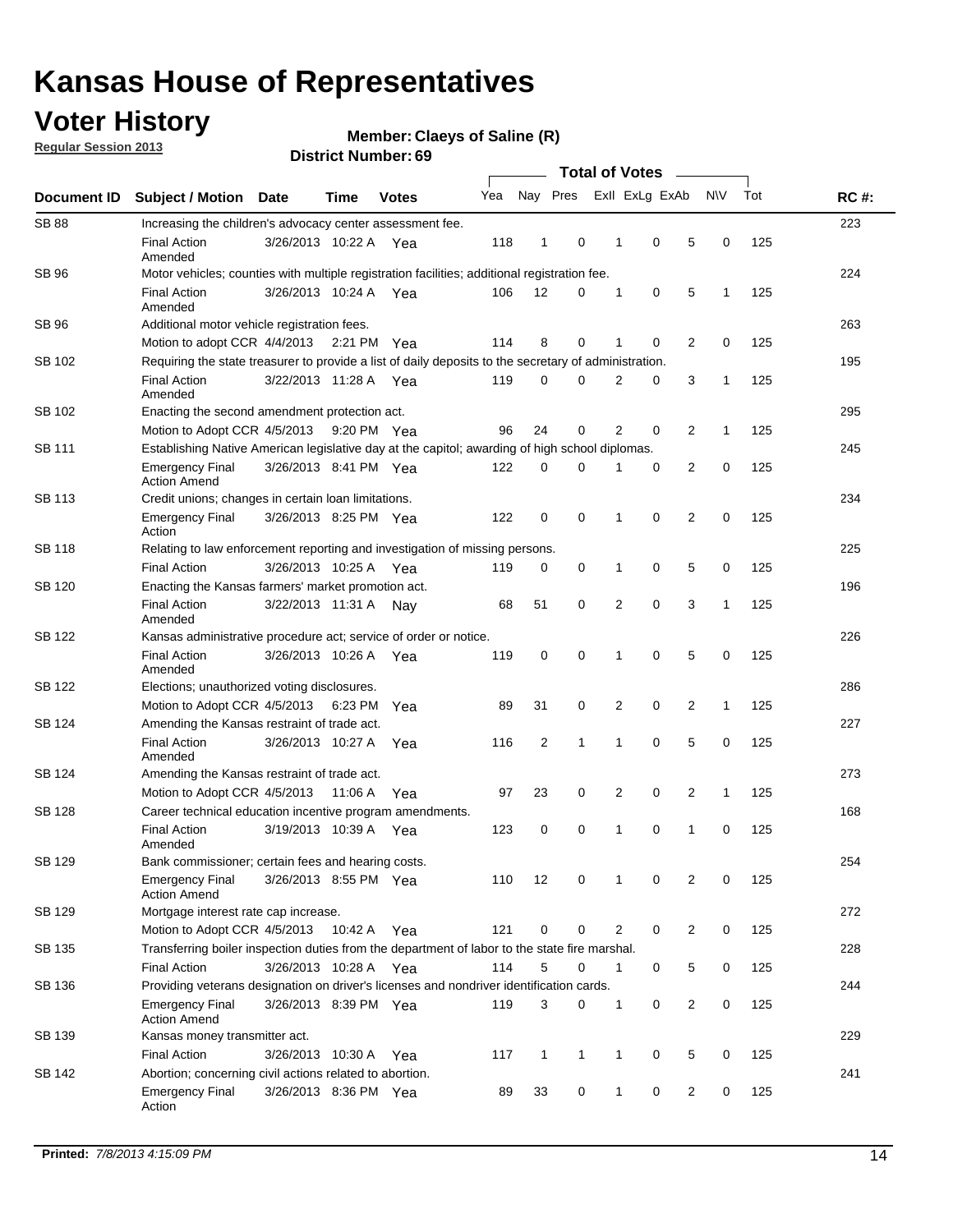# Kansas House of Representatives

## Voter History

**Regular Session 2013**

**Member: Claeys of Saline (R)**

**District Number: 69**

| Document ID | Subject / Motion | Date | Time | Votes | Yea | Nay | Pres | ExII | ExLg | ExAb | N\V | Tot | RC #: |
|---|---|---|---|---|---|---|---|---|---|---|---|---|---|
| SB 88 | Increasing the children's advocacy center assessment fee. | | | | | | | | | | | | 223 |
| | Final Action Amended | 3/26/2013 | 10:22 A | Yea | 118 | 1 | 0 | 1 | 0 | 5 | 0 | 125 | |
| SB 96 | Motor vehicles; counties with multiple registration facilities; additional registration fee. | | | | | | | | | | | | 224 |
| | Final Action Amended | 3/26/2013 | 10:24 A | Yea | 106 | 12 | 0 | 1 | 0 | 5 | 1 | 125 | |
| SB 96 | Additional motor vehicle registration fees. | | | | | | | | | | | | 263 |
| | Motion to adopt CCR | 4/4/2013 | 2:21 PM | Yea | 114 | 8 | 0 | 1 | 0 | 2 | 0 | 125 | |
| SB 102 | Requiring the state treasurer to provide a list of daily deposits to the secretary of administration. | | | | | | | | | | | | 195 |
| | Final Action Amended | 3/22/2013 | 11:28 A | Yea | 119 | 0 | 0 | 2 | 0 | 3 | 1 | 125 | |
| SB 102 | Enacting the second amendment protection act. | | | | | | | | | | | | 295 |
| | Motion to Adopt CCR | 4/5/2013 | 9:20 PM | Yea | 96 | 24 | 0 | 2 | 0 | 2 | 1 | 125 | |
| SB 111 | Establishing Native American legislative day at the capitol; awarding of high school diplomas. | | | | | | | | | | | | 245 |
| | Emergency Final Action Amend | 3/26/2013 | 8:41 PM | Yea | 122 | 0 | 0 | 1 | 0 | 2 | 0 | 125 | |
| SB 113 | Credit unions; changes in certain loan limitations. | | | | | | | | | | | | 234 |
| | Emergency Final Action | 3/26/2013 | 8:25 PM | Yea | 122 | 0 | 0 | 1 | 0 | 2 | 0 | 125 | |
| SB 118 | Relating to law enforcement reporting and investigation of missing persons. | | | | | | | | | | | | 225 |
| | Final Action | 3/26/2013 | 10:25 A | Yea | 119 | 0 | 0 | 1 | 0 | 5 | 0 | 125 | |
| SB 120 | Enacting the Kansas farmers' market promotion act. | | | | | | | | | | | | 196 |
| | Final Action Amended | 3/22/2013 | 11:31 A | Nay | 68 | 51 | 0 | 2 | 0 | 3 | 1 | 125 | |
| SB 122 | Kansas administrative procedure act; service of order or notice. | | | | | | | | | | | | 226 |
| | Final Action Amended | 3/26/2013 | 10:26 A | Yea | 119 | 0 | 0 | 1 | 0 | 5 | 0 | 125 | |
| SB 122 | Elections; unauthorized voting disclosures. | | | | | | | | | | | | 286 |
| | Motion to Adopt CCR | 4/5/2013 | 6:23 PM | Yea | 89 | 31 | 0 | 2 | 0 | 2 | 1 | 125 | |
| SB 124 | Amending the Kansas restraint of trade act. | | | | | | | | | | | | 227 |
| | Final Action Amended | 3/26/2013 | 10:27 A | Yea | 116 | 2 | 1 | 1 | 0 | 5 | 0 | 125 | |
| SB 124 | Amending the Kansas restraint of trade act. | | | | | | | | | | | | 273 |
| | Motion to Adopt CCR | 4/5/2013 | 11:06 A | Yea | 97 | 23 | 0 | 2 | 0 | 2 | 1 | 125 | |
| SB 128 | Career technical education incentive program amendments. | | | | | | | | | | | | 168 |
| | Final Action Amended | 3/19/2013 | 10:39 A | Yea | 123 | 0 | 0 | 1 | 0 | 1 | 0 | 125 | |
| SB 129 | Bank commissioner; certain fees and hearing costs. | | | | | | | | | | | | 254 |
| | Emergency Final Action Amend | 3/26/2013 | 8:55 PM | Yea | 110 | 12 | 0 | 1 | 0 | 2 | 0 | 125 | |
| SB 129 | Mortgage interest rate cap increase. | | | | | | | | | | | | 272 |
| | Motion to Adopt CCR | 4/5/2013 | 10:42 A | Yea | 121 | 0 | 0 | 2 | 0 | 2 | 0 | 125 | |
| SB 135 | Transferring boiler inspection duties from the department of labor to the state fire marshal. | | | | | | | | | | | | 228 |
| | Final Action | 3/26/2013 | 10:28 A | Yea | 114 | 5 | 0 | 1 | 0 | 5 | 0 | 125 | |
| SB 136 | Providing veterans designation on driver's licenses and nondriver identification cards. | | | | | | | | | | | | 244 |
| | Emergency Final Action Amend | 3/26/2013 | 8:39 PM | Yea | 119 | 3 | 0 | 1 | 0 | 2 | 0 | 125 | |
| SB 139 | Kansas money transmitter act. | | | | | | | | | | | | 229 |
| | Final Action | 3/26/2013 | 10:30 A | Yea | 117 | 1 | 1 | 1 | 0 | 5 | 0 | 125 | |
| SB 142 | Abortion; concerning civil actions related to abortion. | | | | | | | | | | | | 241 |
| | Emergency Final Action | 3/26/2013 | 8:36 PM | Yea | 89 | 33 | 0 | 1 | 0 | 2 | 0 | 125 | |

**Printed:** *7/8/2013 4:15:09 PM*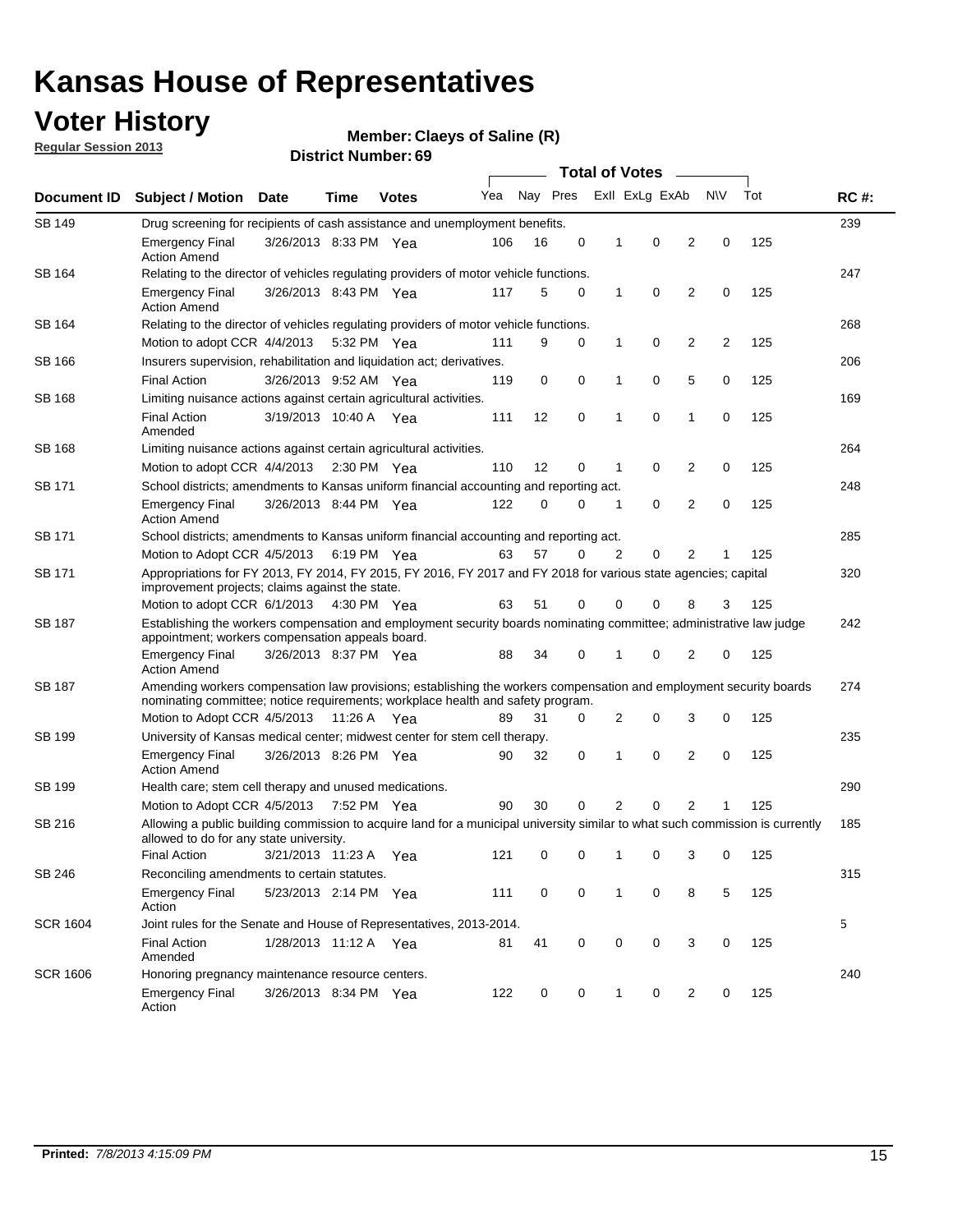# Kansas House of Representatives

## Voter History

**Regular Session 2013**

**Member: Claeys of Saline (R)**

**District Number: 69**

| Document ID | Subject / Motion | Date | Time | Votes | Yea | Nay | Pres | ExII | ExLg | ExAb | N\V | Tot | RC #: |
|---|---|---|---|---|---|---|---|---|---|---|---|---|---|
| SB 149 | Drug screening for recipients of cash assistance and unemployment benefits. | | | | | | | | | | | | 239 |
| | Emergency Final Action Amend | 3/26/2013 | 8:33 PM | Yea | 106 | 16 | 0 | 1 | 0 | 2 | 0 | 125 | |
| SB 164 | Relating to the director of vehicles regulating providers of motor vehicle functions. | | | | | | | | | | | | 247 |
| | Emergency Final Action Amend | 3/26/2013 | 8:43 PM | Yea | 117 | 5 | 0 | 1 | 0 | 2 | 0 | 125 | |
| SB 164 | Relating to the director of vehicles regulating providers of motor vehicle functions. | | | | | | | | | | | | 268 |
| | Motion to adopt CCR | 4/4/2013 | 5:32 PM | Yea | 111 | 9 | 0 | 1 | 0 | 2 | 2 | 125 | |
| SB 166 | Insurers supervision, rehabilitation and liquidation act; derivatives. | | | | | | | | | | | | 206 |
| | Final Action | 3/26/2013 | 9:52 AM | Yea | 119 | 0 | 0 | 1 | 0 | 5 | 0 | 125 | |
| SB 168 | Limiting nuisance actions against certain agricultural activities. | | | | | | | | | | | | 169 |
| | Final Action Amended | 3/19/2013 | 10:40 A | Yea | 111 | 12 | 0 | 1 | 0 | 1 | 0 | 125 | |
| SB 168 | Limiting nuisance actions against certain agricultural activities. | | | | | | | | | | | | 264 |
| | Motion to adopt CCR | 4/4/2013 | 2:30 PM | Yea | 110 | 12 | 0 | 1 | 0 | 2 | 0 | 125 | |
| SB 171 | School districts; amendments to Kansas uniform financial accounting and reporting act. | | | | | | | | | | | | 248 |
| | Emergency Final Action Amend | 3/26/2013 | 8:44 PM | Yea | 122 | 0 | 0 | 1 | 0 | 2 | 0 | 125 | |
| SB 171 | School districts; amendments to Kansas uniform financial accounting and reporting act. | | | | | | | | | | | | 285 |
| | Motion to Adopt CCR | 4/5/2013 | 6:19 PM | Yea | 63 | 57 | 0 | 2 | 0 | 2 | 1 | 125 | |
| SB 171 | Appropriations for FY 2013, FY 2014, FY 2015, FY 2016, FY 2017 and FY 2018 for various state agencies; capital improvement projects; claims against the state. | | | | | | | | | | | | 320 |
| | Motion to adopt CCR | 6/1/2013 | 4:30 PM | Yea | 63 | 51 | 0 | 0 | 0 | 8 | 3 | 125 | |
| SB 187 | Establishing the workers compensation and employment security boards nominating committee; administrative law judge appointment; workers compensation appeals board. | | | | | | | | | | | | 242 |
| | Emergency Final Action Amend | 3/26/2013 | 8:37 PM | Yea | 88 | 34 | 0 | 1 | 0 | 2 | 0 | 125 | |
| SB 187 | Amending workers compensation law provisions; establishing the workers compensation and employment security boards nominating committee; notice requirements; workplace health and safety program. | | | | | | | | | | | | 274 |
| | Motion to Adopt CCR | 4/5/2013 | 11:26 A | Yea | 89 | 31 | 0 | 2 | 0 | 3 | 0 | 125 | |
| SB 199 | University of Kansas medical center; midwest center for stem cell therapy. | | | | | | | | | | | | 235 |
| | Emergency Final Action Amend | 3/26/2013 | 8:26 PM | Yea | 90 | 32 | 0 | 1 | 0 | 2 | 0 | 125 | |
| SB 199 | Health care; stem cell therapy and unused medications. | | | | | | | | | | | | 290 |
| | Motion to Adopt CCR | 4/5/2013 | 7:52 PM | Yea | 90 | 30 | 0 | 2 | 0 | 2 | 1 | 125 | |
| SB 216 | Allowing a public building commission to acquire land for a municipal university similar to what such commission is currently allowed to do for any state university. | | | | | | | | | | | | 185 |
| | Final Action | 3/21/2013 | 11:23 A | Yea | 121 | 0 | 0 | 1 | 0 | 3 | 0 | 125 | |
| SB 246 | Reconciling amendments to certain statutes. | | | | | | | | | | | | 315 |
| | Emergency Final Action | 5/23/2013 | 2:14 PM | Yea | 111 | 0 | 0 | 1 | 0 | 8 | 5 | 125 | |
| SCR 1604 | Joint rules for the Senate and House of Representatives, 2013-2014. | | | | | | | | | | | | 5 |
| | Final Action Amended | 1/28/2013 | 11:12 A | Yea | 81 | 41 | 0 | 0 | 0 | 3 | 0 | 125 | |
| SCR 1606 | Honoring pregnancy maintenance resource centers. | | | | | | | | | | | | 240 |
| | Emergency Final Action | 3/26/2013 | 8:34 PM | Yea | 122 | 0 | 0 | 1 | 0 | 2 | 0 | 125 | |

**Printed:** *7/8/2013 4:15:09 PM*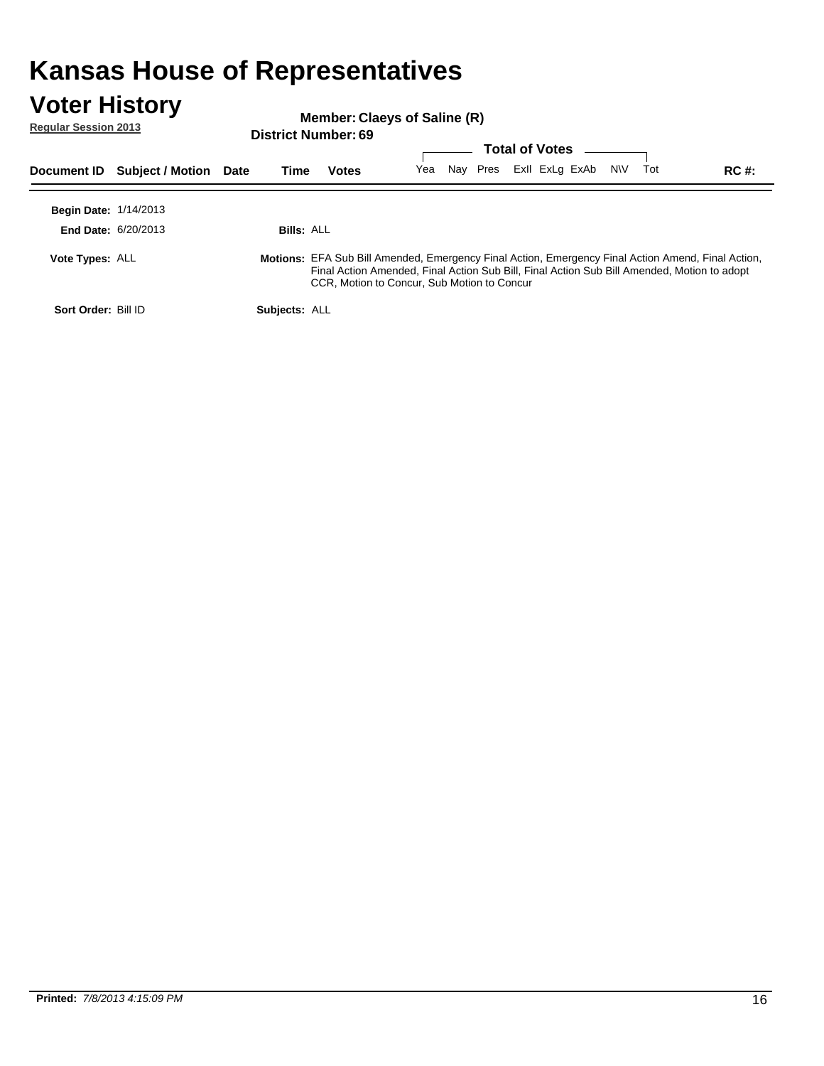# Kansas House of Representatives

## Voter History

**Regular Session 2013**

**Member: Claeys of Saline (R)**
**District Number: 69**

| Document ID | Subject / Motion | Date | Time | Votes | Yea | Nay | Pres | ExII | ExLg | ExAb | N\V | Tot | RC #: |
|---|---|---|---|---|---|---|---|---|---|---|---|---|---|

**Begin Date:** 1/14/2013

**End Date:** 6/20/2013

**Bills:** ALL

**Vote Types:** ALL

**Motions:** EFA Sub Bill Amended, Emergency Final Action, Emergency Final Action Amend, Final Action, Final Action Amended, Final Action Sub Bill, Final Action Sub Bill Amended, Motion to adopt CCR, Motion to Concur, Sub Motion to Concur

**Sort Order:** Bill ID

**Subjects:** ALL

**Printed:** *7/8/2013 4:15:09 PM*